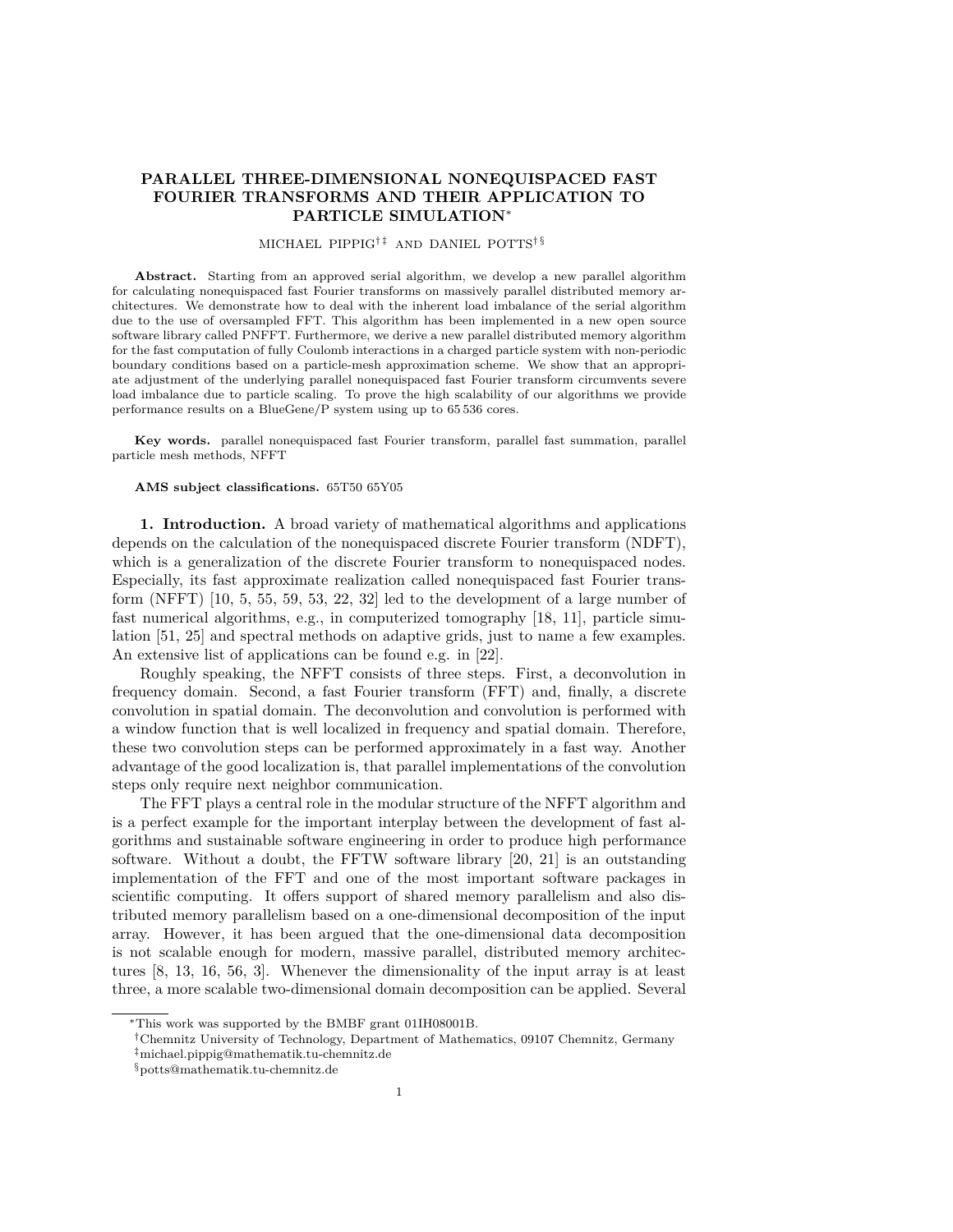# PARALLEL THREE-DIMENSIONAL NONEQUISPACED FAST FOURIER TRANSFORMS AND THEIR APPLICATION TO PARTICLE SIMULATION*

MICHAEL PIPPIG[†‡] AND DANIEL POTTS[†§]

**Abstract.** Starting from an approved serial algorithm, we develop a new parallel algorithm for calculating nonequispaced fast Fourier transforms on massively parallel distributed memory architectures. We demonstrate how to deal with the inherent load imbalance of the serial algorithm due to the use of oversampled FFT. This algorithm has been implemented in a new open source software library called PNFFT. Furthermore, we derive a new parallel distributed memory algorithm for the fast computation of fully Coulomb interactions in a charged particle system with non-periodic boundary conditions based on a particle-mesh approximation scheme. We show that an appropriate adjustment of the underlying parallel nonequispaced fast Fourier transform circumvents severe load imbalance due to particle scaling. To prove the high scalability of our algorithms we provide performance results on a BlueGene/P system using up to 65 536 cores.

**Key words.** parallel nonequispaced fast Fourier transform, parallel fast summation, parallel particle mesh methods, NFFT

**AMS subject classifications.** 65T50 65Y05

## 1. Introduction.

A broad variety of mathematical algorithms and applications depends on the calculation of the nonequispaced discrete Fourier transform (NDFT), which is a generalization of the discrete Fourier transform to nonequispaced nodes. Especially, its fast approximate realization called nonequispaced fast Fourier transform (NFFT) [10, 5, 55, 59, 53, 22, 32] led to the development of a large number of fast numerical algorithms, e.g., in computerized tomography [18, 11], particle simulation [51, 25] and spectral methods on adaptive grids, just to name a few examples. An extensive list of applications can be found e.g. in [22].

Roughly speaking, the NFFT consists of three steps. First, a deconvolution in frequency domain. Second, a fast Fourier transform (FFT) and, finally, a discrete convolution in spatial domain. The deconvolution and convolution is performed with a window function that is well localized in frequency and spatial domain. Therefore, these two convolution steps can be performed approximately in a fast way. Another advantage of the good localization is, that parallel implementations of the convolution steps only require next neighbor communication.

The FFT plays a central role in the modular structure of the NFFT algorithm and is a perfect example for the important interplay between the development of fast algorithms and sustainable software engineering in order to produce high performance software. Without a doubt, the FFTW software library [20, 21] is an outstanding implementation of the FFT and one of the most important software packages in scientific computing. It offers support of shared memory parallelism and also distributed memory parallelism based on a one-dimensional decomposition of the input array. However, it has been argued that the one-dimensional data decomposition is not scalable enough for modern, massive parallel, distributed memory architectures [8, 13, 16, 56, 3]. Whenever the dimensionality of the input array is at least three, a more scalable two-dimensional domain decomposition can be applied. Several

---

*This work was supported by the BMBF grant 01IH08001B.

†Chemnitz University of Technology, Department of Mathematics, 09107 Chemnitz, Germany

‡michael.pippig@mathematik.tu-chemnitz.de

§potts@mathematik.tu-chemnitz.de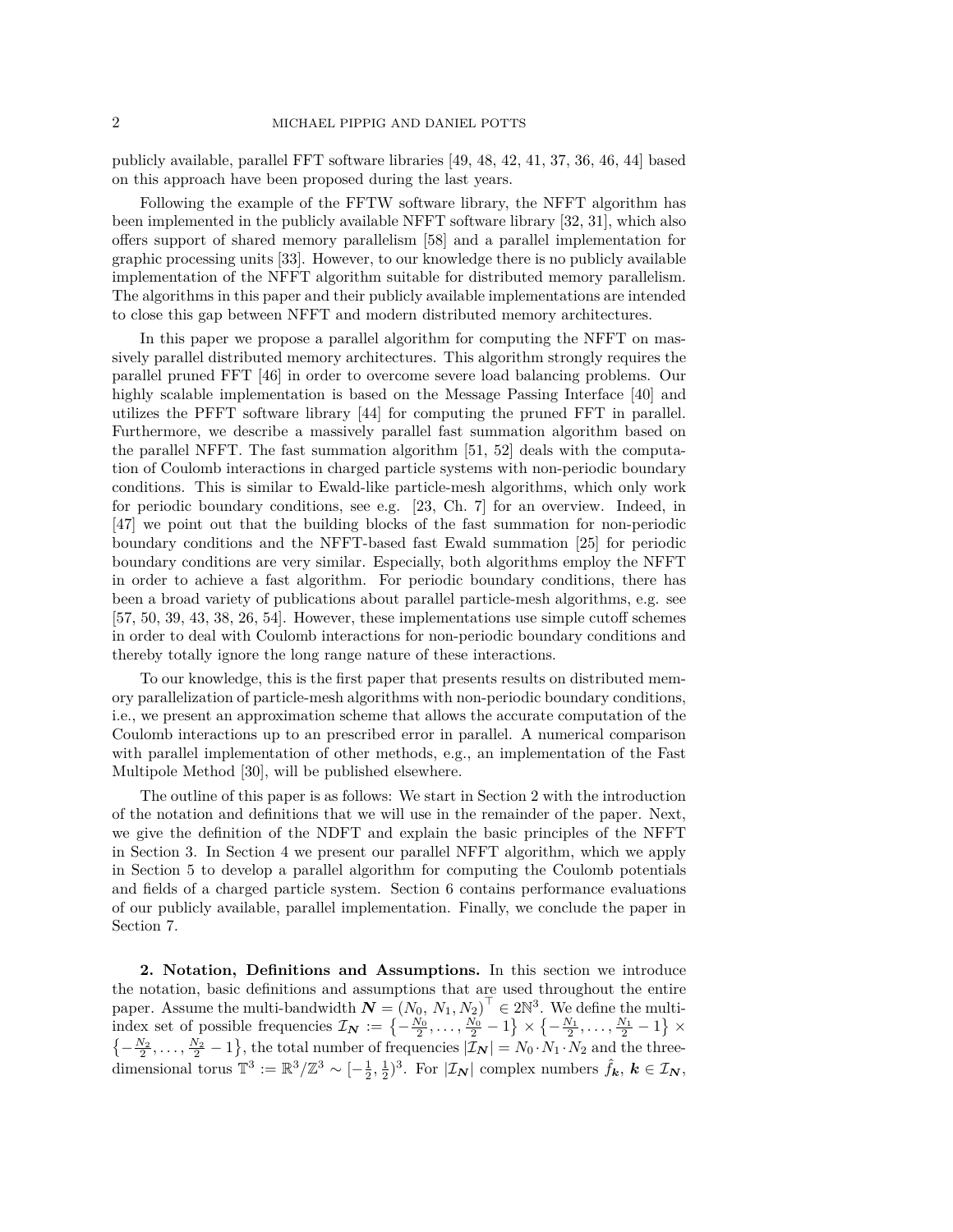publicly available, parallel FFT software libraries [49, 48, 42, 41, 37, 36, 46, 44] based on this approach have been proposed during the last years.

Following the example of the FFTW software library, the NFFT algorithm has been implemented in the publicly available NFFT software library [32, 31], which also offers support of shared memory parallelism [58] and a parallel implementation for graphic processing units [33]. However, to our knowledge there is no publicly available implementation of the NFFT algorithm suitable for distributed memory parallelism. The algorithms in this paper and their publicly available implementations are intended to close this gap between NFFT and modern distributed memory architectures.

In this paper we propose a parallel algorithm for computing the NFFT on massively parallel distributed memory architectures. This algorithm strongly requires the parallel pruned FFT [46] in order to overcome severe load balancing problems. Our highly scalable implementation is based on the Message Passing Interface [40] and utilizes the PFFT software library [44] for computing the pruned FFT in parallel. Furthermore, we describe a massively parallel fast summation algorithm based on the parallel NFFT. The fast summation algorithm [51, 52] deals with the computation of Coulomb interactions in charged particle systems with non-periodic boundary conditions. This is similar to Ewald-like particle-mesh algorithms, which only work for periodic boundary conditions, see e.g. [23, Ch. 7] for an overview. Indeed, in [47] we point out that the building blocks of the fast summation for non-periodic boundary conditions and the NFFT-based fast Ewald summation [25] for periodic boundary conditions are very similar. Especially, both algorithms employ the NFFT in order to achieve a fast algorithm. For periodic boundary conditions, there has been a broad variety of publications about parallel particle-mesh algorithms, e.g. see [57, 50, 39, 43, 38, 26, 54]. However, these implementations use simple cutoff schemes in order to deal with Coulomb interactions for non-periodic boundary conditions and thereby totally ignore the long range nature of these interactions.

To our knowledge, this is the first paper that presents results on distributed memory parallelization of particle-mesh algorithms with non-periodic boundary conditions, i.e., we present an approximation scheme that allows the accurate computation of the Coulomb interactions up to an prescribed error in parallel. A numerical comparison with parallel implementation of other methods, e.g., an implementation of the Fast Multipole Method [30], will be published elsewhere.

The outline of this paper is as follows: We start in Section 2 with the introduction of the notation and definitions that we will use in the remainder of the paper. Next, we give the definition of the NDFT and explain the basic principles of the NFFT in Section 3. In Section 4 we present our parallel NFFT algorithm, which we apply in Section 5 to develop a parallel algorithm for computing the Coulomb potentials and fields of a charged particle system. Section 6 contains performance evaluations of our publicly available, parallel implementation. Finally, we conclude the paper in Section 7.

**2. Notation, Definitions and Assumptions.** In this section we introduce the notation, basic definitions and assumptions that are used throughout the entire paper. Assume the multi-bandwidth $\boldsymbol{N} = (N_0, N_1, N_2)^\top \in 2\mathbb{N}^3$. We define the multi-index set of possible frequencies $\mathcal{I}_{\boldsymbol{N}} := \left\{-\frac{N_0}{2}, \ldots, \frac{N_0}{2} - 1\right\} \times \left\{-\frac{N_1}{2}, \ldots, \frac{N_1}{2} - 1\right\} \times \left\{-\frac{N_2}{2}, \ldots, \frac{N_2}{2} - 1\right\}$, the total number of frequencies $|\mathcal{I}_{\boldsymbol{N}}| = N_0 \cdot N_1 \cdot N_2$ and the three-dimensional torus $\mathbb{T}^3 := \mathbb{R}^3/\mathbb{Z}^3 \sim [-\frac{1}{2}, \frac{1}{2})^3$. For $|\mathcal{I}_{\boldsymbol{N}}|$ complex numbers $\hat{f}_{\boldsymbol{k}}$, $\boldsymbol{k} \in \mathcal{I}_{\boldsymbol{N}}$,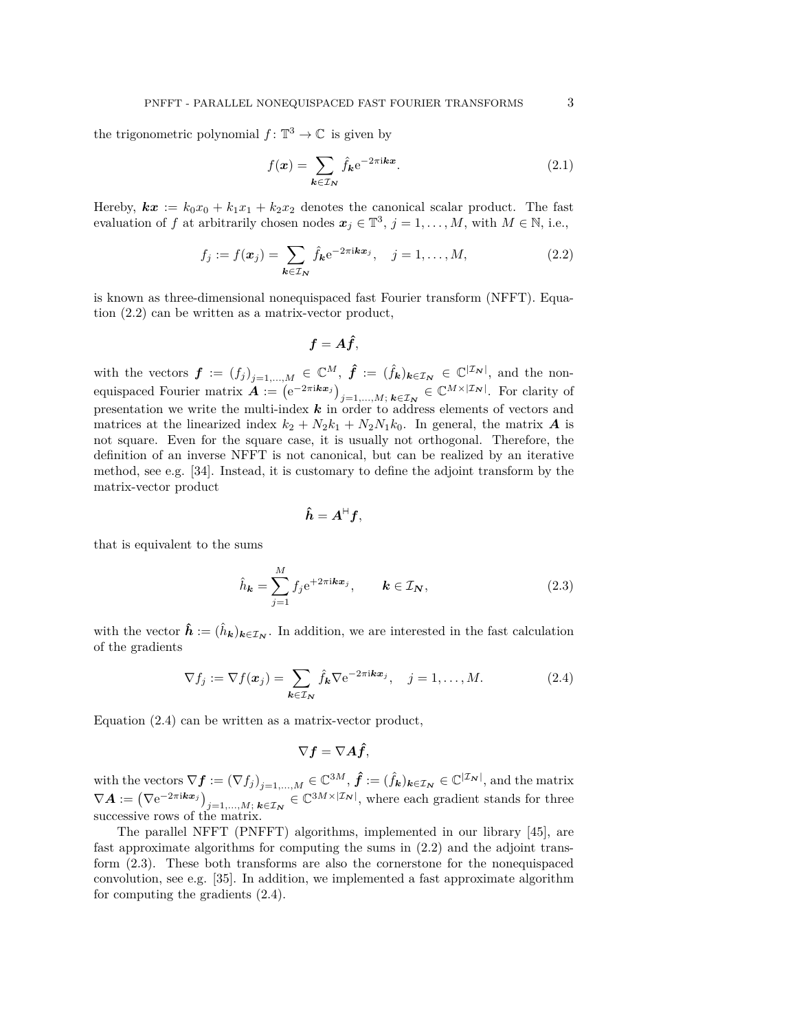the trigonometric polynomial $f\colon \mathbb{T}^3 \to \mathbb{C}$ is given by

$$f(\boldsymbol{x}) = \sum_{\boldsymbol{k}\in\mathcal{I}_{\boldsymbol{N}}} \hat{f}_{\boldsymbol{k}} \mathrm{e}^{-2\pi\mathrm{i}\boldsymbol{k}\boldsymbol{x}}. \tag{2.1}$$

Hereby, $\boldsymbol{k}\boldsymbol{x} := k_0x_0 + k_1x_1 + k_2x_2$ denotes the canonical scalar product. The fast evaluation of $f$ at arbitrarily chosen nodes $\boldsymbol{x}_j \in \mathbb{T}^3$, $j = 1, \ldots, M$, with $M \in \mathbb{N}$, i.e.,

$$f_j := f(\boldsymbol{x}_j) = \sum_{\boldsymbol{k}\in\mathcal{I}_{\boldsymbol{N}}} \hat{f}_{\boldsymbol{k}} \mathrm{e}^{-2\pi\mathrm{i}\boldsymbol{k}\boldsymbol{x}_j}, \quad j = 1, \ldots, M, \tag{2.2}$$

is known as three-dimensional nonequispaced fast Fourier transform (NFFT). Equation (2.2) can be written as a matrix-vector product,

$$\boldsymbol{f} = \boldsymbol{A}\hat{\boldsymbol{f}},$$

with the vectors $\boldsymbol{f} := (f_j)_{j=1,\ldots,M} \in \mathbb{C}^M$, $\hat{\boldsymbol{f}} := (\hat{f}_{\boldsymbol{k}})_{\boldsymbol{k}\in\mathcal{I}_{\boldsymbol{N}}} \in \mathbb{C}^{|\mathcal{I}_{\boldsymbol{N}}|}$, and the nonequispaced Fourier matrix $\boldsymbol{A} := \left(\mathrm{e}^{-2\pi\mathrm{i}\boldsymbol{k}\boldsymbol{x}_j}\right)_{j=1,\ldots,M;\, \boldsymbol{k}\in\mathcal{I}_{\boldsymbol{N}}} \in \mathbb{C}^{M\times|\mathcal{I}_{\boldsymbol{N}}|}$. For clarity of presentation we write the multi-index $\boldsymbol{k}$ in order to address elements of vectors and matrices at the linearized index $k_2 + N_2k_1 + N_2N_1k_0$. In general, the matrix $\boldsymbol{A}$ is not square. Even for the square case, it is usually not orthogonal. Therefore, the definition of an inverse NFFT is not canonical, but can be realized by an iterative method, see e.g. [34]. Instead, it is customary to define the adjoint transform by the matrix-vector product

$$\hat{\boldsymbol{h}} = \boldsymbol{A}^{\mathsf{H}}\boldsymbol{f},$$

that is equivalent to the sums

$$\hat{h}_{\boldsymbol{k}} = \sum_{j=1}^{M} f_j \mathrm{e}^{+2\pi\mathrm{i}\boldsymbol{k}\boldsymbol{x}_j}, \qquad \boldsymbol{k} \in \mathcal{I}_{\boldsymbol{N}}, \tag{2.3}$$

with the vector $\hat{\boldsymbol{h}} := (\hat{h}_{\boldsymbol{k}})_{\boldsymbol{k}\in\mathcal{I}_{\boldsymbol{N}}}$. In addition, we are interested in the fast calculation of the gradients

$$\nabla f_j := \nabla f(\boldsymbol{x}_j) = \sum_{\boldsymbol{k}\in\mathcal{I}_{\boldsymbol{N}}} \hat{f}_{\boldsymbol{k}} \nabla \mathrm{e}^{-2\pi\mathrm{i}\boldsymbol{k}\boldsymbol{x}_j}, \quad j = 1, \ldots, M. \tag{2.4}$$

Equation (2.4) can be written as a matrix-vector product,

$$\nabla\boldsymbol{f} = \nabla\boldsymbol{A}\hat{\boldsymbol{f}},$$

with the vectors $\nabla\boldsymbol{f} := (\nabla f_j)_{j=1,\ldots,M} \in \mathbb{C}^{3M}$, $\hat{\boldsymbol{f}} := (\hat{f}_{\boldsymbol{k}})_{\boldsymbol{k}\in\mathcal{I}_{\boldsymbol{N}}} \in \mathbb{C}^{|\mathcal{I}_{\boldsymbol{N}}|}$, and the matrix $\nabla\boldsymbol{A} := \left(\nabla\mathrm{e}^{-2\pi\mathrm{i}\boldsymbol{k}\boldsymbol{x}_j}\right)_{j=1,\ldots,M;\, \boldsymbol{k}\in\mathcal{I}_{\boldsymbol{N}}} \in \mathbb{C}^{3M\times|\mathcal{I}_{\boldsymbol{N}}|}$, where each gradient stands for three successive rows of the matrix.

The parallel NFFT (PNFFT) algorithms, implemented in our library [45], are fast approximate algorithms for computing the sums in (2.2) and the adjoint transform (2.3). These both transforms are also the cornerstone for the nonequispaced convolution, see e.g. [35]. In addition, we implemented a fast approximate algorithm for computing the gradients (2.4).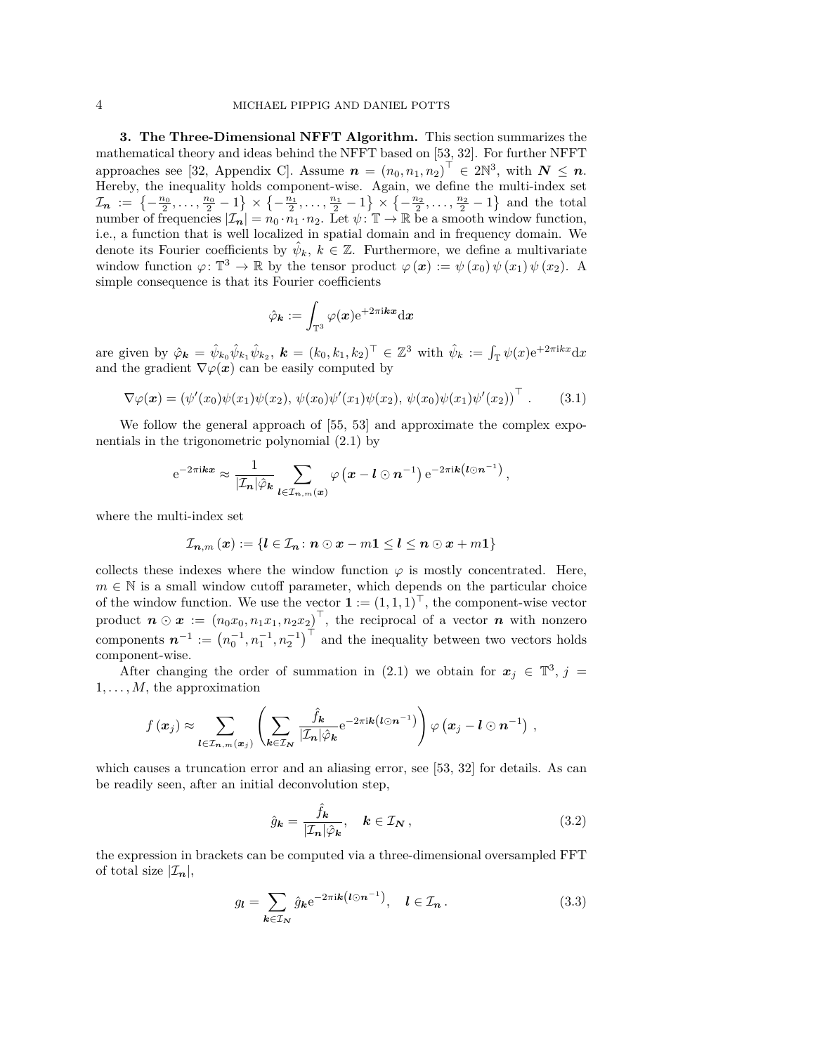**3. The Three-Dimensional NFFT Algorithm.** This section summarizes the mathematical theory and ideas behind the NFFT based on [53, 32]. For further NFFT approaches see [32, Appendix C]. Assume $\boldsymbol{n} = (n_0, n_1, n_2)^\top \in 2\mathbb{N}^3$, with $\boldsymbol{N} \le \boldsymbol{n}$. Hereby, the inequality holds component-wise. Again, we define the multi-index set $\mathcal{I}_{\boldsymbol{n}} := \left\{-\frac{n_0}{2}, \ldots, \frac{n_0}{2}-1\right\} \times \left\{-\frac{n_1}{2}, \ldots, \frac{n_1}{2}-1\right\} \times \left\{-\frac{n_2}{2}, \ldots, \frac{n_2}{2}-1\right\}$ and the total number of frequencies $|\mathcal{I}_{\boldsymbol{n}}| = n_0 \cdot n_1 \cdot n_2$. Let $\psi\colon \mathbb{T} \to \mathbb{R}$ be a smooth window function, i.e., a function that is well localized in spatial domain and in frequency domain. We denote its Fourier coefficients by $\hat{\psi}_k$, $k \in \mathbb{Z}$. Furthermore, we define a multivariate window function $\varphi\colon \mathbb{T}^3 \to \mathbb{R}$ by the tensor product $\varphi(\boldsymbol{x}) := \psi(x_0)\,\psi(x_1)\,\psi(x_2)$. A simple consequence is that its Fourier coefficients

$$\hat{\varphi}_{\boldsymbol{k}} := \int_{\mathbb{T}^3} \varphi(\boldsymbol{x}) \mathrm{e}^{+2\pi\mathrm{i}\boldsymbol{k}\boldsymbol{x}} \mathrm{d}\boldsymbol{x}$$

are given by $\hat{\varphi}_{\boldsymbol{k}} = \hat{\psi}_{k_0}\hat{\psi}_{k_1}\hat{\psi}_{k_2}$, $\boldsymbol{k} = (k_0, k_1, k_2)^\top \in \mathbb{Z}^3$ with $\hat{\psi}_k := \int_{\mathbb{T}} \psi(x)\mathrm{e}^{+2\pi\mathrm{i}kx}\mathrm{d}x$ and the gradient $\nabla\varphi(\boldsymbol{x})$ can be easily computed by

$$\nabla\varphi(\boldsymbol{x}) = \left(\psi'(x_0)\psi(x_1)\psi(x_2),\, \psi(x_0)\psi'(x_1)\psi(x_2),\, \psi(x_0)\psi(x_1)\psi'(x_2)\right)^\top . \tag{3.1}$$

We follow the general approach of [55, 53] and approximate the complex exponentials in the trigonometric polynomial (2.1) by

$$\mathrm{e}^{-2\pi\mathrm{i}\boldsymbol{k}\boldsymbol{x}} \approx \frac{1}{|\mathcal{I}_{\boldsymbol{n}}|\hat{\varphi}_{\boldsymbol{k}}} \sum_{\boldsymbol{l} \in \mathcal{I}_{\boldsymbol{n},m}(\boldsymbol{x})} \varphi\left(\boldsymbol{x} - \boldsymbol{l} \odot \boldsymbol{n}^{-1}\right) \mathrm{e}^{-2\pi\mathrm{i}\boldsymbol{k}\left(\boldsymbol{l}\odot\boldsymbol{n}^{-1}\right)},$$

where the multi-index set

$$\mathcal{I}_{\boldsymbol{n},m}(\boldsymbol{x}) := \{\boldsymbol{l} \in \mathcal{I}_{\boldsymbol{n}} \colon \boldsymbol{n} \odot \boldsymbol{x} - m\boldsymbol{1} \le \boldsymbol{l} \le \boldsymbol{n} \odot \boldsymbol{x} + m\boldsymbol{1}\}$$

collects these indexes where the window function $\varphi$ is mostly concentrated. Here, $m \in \mathbb{N}$ is a small window cutoff parameter, which depends on the particular choice of the window function. We use the vector $\boldsymbol{1} := (1,1,1)^\top$, the component-wise vector product $\boldsymbol{n} \odot \boldsymbol{x} := (n_0x_0, n_1x_1, n_2x_2)^\top$, the reciprocal of a vector $\boldsymbol{n}$ with nonzero components $\boldsymbol{n}^{-1} := \left(n_0^{-1}, n_1^{-1}, n_2^{-1}\right)^\top$ and the inequality between two vectors holds component-wise.

After changing the order of summation in (2.1) we obtain for $\boldsymbol{x}_j \in \mathbb{T}^3$, $j = 1, \ldots, M$, the approximation

$$f(\boldsymbol{x}_j) \approx \sum_{\boldsymbol{l} \in \mathcal{I}_{\boldsymbol{n},m}(\boldsymbol{x}_j)} \left( \sum_{\boldsymbol{k} \in \mathcal{I}_{\boldsymbol{N}}} \frac{\hat{f}_{\boldsymbol{k}}}{|\mathcal{I}_{\boldsymbol{n}}|\hat{\varphi}_{\boldsymbol{k}}} \mathrm{e}^{-2\pi\mathrm{i}\boldsymbol{k}\left(\boldsymbol{l}\odot\boldsymbol{n}^{-1}\right)} \right) \varphi\left(\boldsymbol{x}_j - \boldsymbol{l} \odot \boldsymbol{n}^{-1}\right),$$

which causes a truncation error and an aliasing error, see [53, 32] for details. As can be readily seen, after an initial deconvolution step,

$$\hat{g}_{\boldsymbol{k}} = \frac{\hat{f}_{\boldsymbol{k}}}{|\mathcal{I}_{\boldsymbol{n}}|\hat{\varphi}_{\boldsymbol{k}}}, \quad \boldsymbol{k} \in \mathcal{I}_{\boldsymbol{N}}, \tag{3.2}$$

the expression in brackets can be computed via a three-dimensional oversampled FFT of total size $|\mathcal{I}_{\boldsymbol{n}}|$,

$$g_{\boldsymbol{l}} = \sum_{\boldsymbol{k} \in \mathcal{I}_{\boldsymbol{N}}} \hat{g}_{\boldsymbol{k}} \mathrm{e}^{-2\pi\mathrm{i}\boldsymbol{k}\left(\boldsymbol{l}\odot\boldsymbol{n}^{-1}\right)}, \quad \boldsymbol{l} \in \mathcal{I}_{\boldsymbol{n}}. \tag{3.3}$$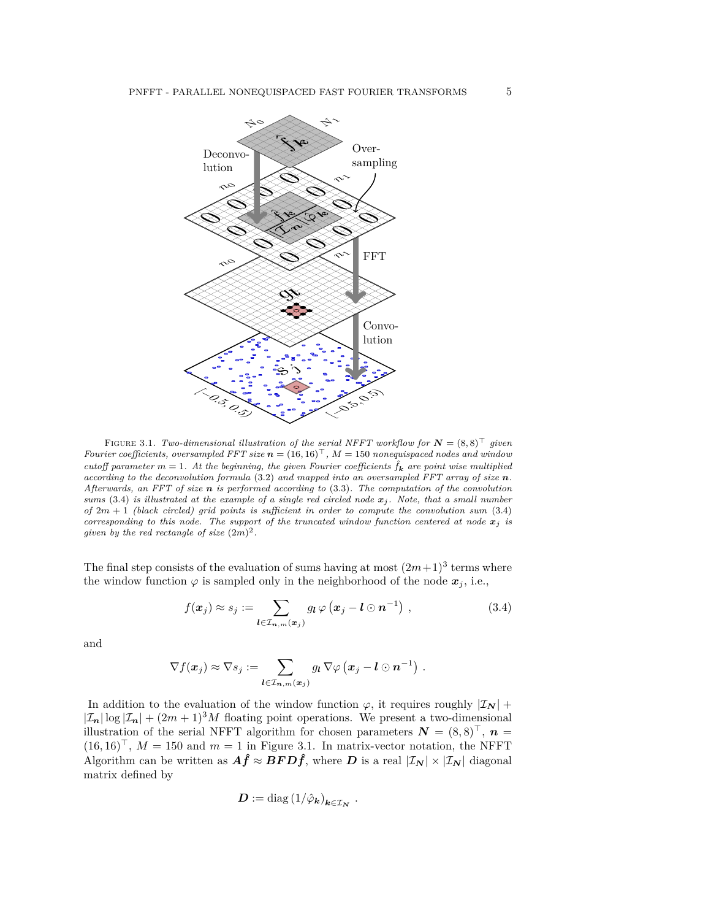FIGURE 3.1. *Two-dimensional illustration of the serial NFFT workflow for $\boldsymbol{N} = (8, 8)^\top$ given Fourier coefficients, oversampled FFT size $\boldsymbol{n} = (16, 16)^\top$, $M = 150$ nonequispaced nodes and window cutoff parameter $m = 1$. At the beginning, the given Fourier coefficients $\hat{f}_{\boldsymbol{k}}$ are point wise multiplied according to the deconvolution formula* (3.2) *and mapped into an oversampled FFT array of size $\boldsymbol{n}$. Afterwards, an FFT of size $\boldsymbol{n}$ is performed according to* (3.3). *The computation of the convolution sums* (3.4) *is illustrated at the example of a single red circled node $\boldsymbol{x}_j$. Note, that a small number of $2m + 1$ (black circled) grid points is sufficient in order to compute the convolution sum* (3.4) *corresponding to this node. The support of the truncated window function centered at node $\boldsymbol{x}_j$ is given by the red rectangle of size $(2m)^2$.*

The final step consists of the evaluation of sums having at most $(2m+1)^3$ terms where the window function $\varphi$ is sampled only in the neighborhood of the node $\boldsymbol{x}_j$, i.e.,

$$f(\boldsymbol{x}_j) \approx s_j := \sum_{\boldsymbol{l} \in \mathcal{I}_{\boldsymbol{n},m}(\boldsymbol{x}_j)} g_{\boldsymbol{l}}\, \varphi\left(\boldsymbol{x}_j - \boldsymbol{l} \odot \boldsymbol{n}^{-1}\right), \tag{3.4}$$

and

$$\nabla f(\boldsymbol{x}_j) \approx \nabla s_j := \sum_{\boldsymbol{l} \in \mathcal{I}_{\boldsymbol{n},m}(\boldsymbol{x}_j)} g_{\boldsymbol{l}}\, \nabla\varphi\left(\boldsymbol{x}_j - \boldsymbol{l} \odot \boldsymbol{n}^{-1}\right).$$

In addition to the evaluation of the window function $\varphi$, it requires roughly $|\mathcal{I}_{\boldsymbol{N}}| + |\mathcal{I}_{\boldsymbol{n}}| \log |\mathcal{I}_{\boldsymbol{n}}| + (2m+1)^3 M$ floating point operations. We present a two-dimensional illustration of the serial NFFT algorithm for chosen parameters $\boldsymbol{N} = (8, 8)^\top$, $\boldsymbol{n} = (16, 16)^\top$, $M = 150$ and $m = 1$ in Figure 3.1. In matrix-vector notation, the NFFT Algorithm can be written as $\boldsymbol{A}\hat{\boldsymbol{f}} \approx \boldsymbol{BFD}\hat{\boldsymbol{f}}$, where $\boldsymbol{D}$ is a real $|\mathcal{I}_{\boldsymbol{N}}| \times |\mathcal{I}_{\boldsymbol{N}}|$ diagonal matrix defined by

$$\boldsymbol{D} := \operatorname{diag}\left(1/\hat{\varphi}_{\boldsymbol{k}}\right)_{\boldsymbol{k} \in \mathcal{I}_{\boldsymbol{N}}}.$$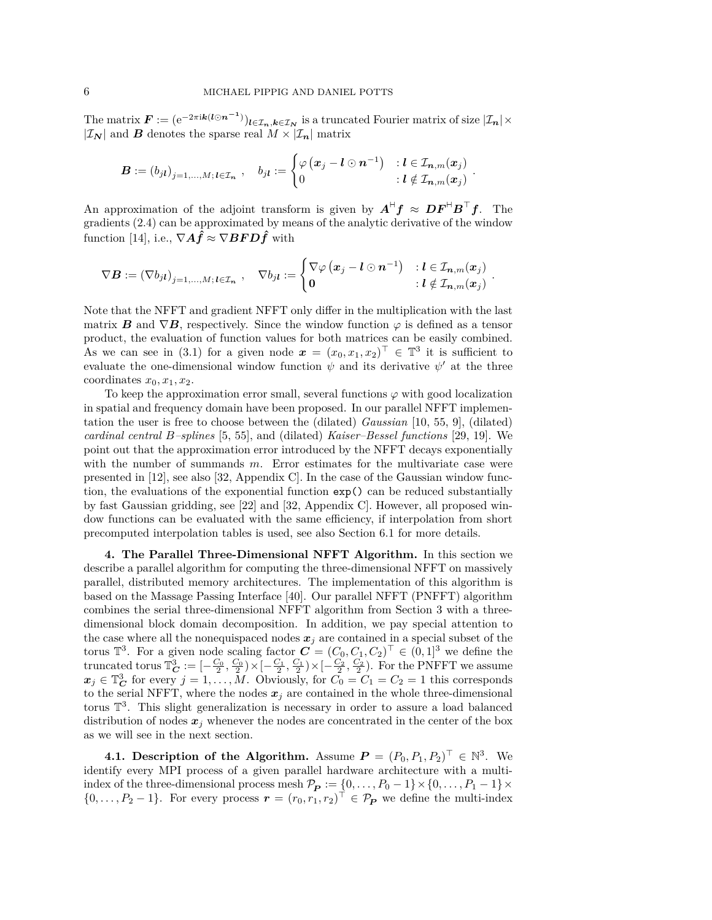The matrix $\boldsymbol{F} := (\mathrm{e}^{-2\pi\mathrm{i}\boldsymbol{k}(\boldsymbol{l}\odot\boldsymbol{n}^{-1})})_{\boldsymbol{l}\in\mathcal{I}_{\boldsymbol{n}},\boldsymbol{k}\in\mathcal{I}_{\boldsymbol{N}}}$ is a truncated Fourier matrix of size $|\mathcal{I}_{\boldsymbol{n}}| \times |\mathcal{I}_{\boldsymbol{N}}|$ and $\boldsymbol{B}$ denotes the sparse real $M \times |\mathcal{I}_{\boldsymbol{n}}|$ matrix

$$\boldsymbol{B} := (b_{j\boldsymbol{l}})_{j=1,\ldots,M;\,\boldsymbol{l}\in\mathcal{I}_{\boldsymbol{n}}}\ , \quad b_{j\boldsymbol{l}} := \begin{cases} \varphi\left(\boldsymbol{x}_j - \boldsymbol{l}\odot\boldsymbol{n}^{-1}\right) & : \boldsymbol{l}\in\mathcal{I}_{\boldsymbol{n},m}(\boldsymbol{x}_j) \\ 0 & : \boldsymbol{l}\notin\mathcal{I}_{\boldsymbol{n},m}(\boldsymbol{x}_j) \end{cases}.$$

An approximation of the adjoint transform is given by $\boldsymbol{A}^{\mathsf{H}}\boldsymbol{f} \approx \boldsymbol{D}\boldsymbol{F}^{\mathsf{H}}\boldsymbol{B}^{\top}\boldsymbol{f}$. The gradients (2.4) can be approximated by means of the analytic derivative of the window function [14], i.e., $\nabla\boldsymbol{A}\hat{\boldsymbol{f}} \approx \nabla\boldsymbol{B}\boldsymbol{F}\boldsymbol{D}\hat{\boldsymbol{f}}$ with

$$\nabla\boldsymbol{B} := (\nabla b_{j\boldsymbol{l}})_{j=1,\ldots,M;\,\boldsymbol{l}\in\mathcal{I}_{\boldsymbol{n}}}\ , \quad \nabla b_{j\boldsymbol{l}} := \begin{cases} \nabla\varphi\left(\boldsymbol{x}_j - \boldsymbol{l}\odot\boldsymbol{n}^{-1}\right) & : \boldsymbol{l}\in\mathcal{I}_{\boldsymbol{n},m}(\boldsymbol{x}_j) \\ \boldsymbol{0} & : \boldsymbol{l}\notin\mathcal{I}_{\boldsymbol{n},m}(\boldsymbol{x}_j) \end{cases}.$$

Note that the NFFT and gradient NFFT only differ in the multiplication with the last matrix $\boldsymbol{B}$ and $\nabla\boldsymbol{B}$, respectively. Since the window function $\varphi$ is defined as a tensor product, the evaluation of function values for both matrices can be easily combined. As we can see in (3.1) for a given node $\boldsymbol{x} = (x_0, x_1, x_2)^{\top} \in \mathbb{T}^3$ it is sufficient to evaluate the one-dimensional window function $\psi$ and its derivative $\psi'$ at the three coordinates $x_0, x_1, x_2$.

To keep the approximation error small, several functions $\varphi$ with good localization in spatial and frequency domain have been proposed. In our parallel NFFT implementation the user is free to choose between the (dilated) *Gaussian* [10, 55, 9], (dilated) *cardinal central B–splines* [5, 55], and (dilated) *Kaiser–Bessel functions* [29, 19]. We point out that the approximation error introduced by the NFFT decays exponentially with the number of summands $m$. Error estimates for the multivariate case were presented in [12], see also [32, Appendix C]. In the case of the Gaussian window function, the evaluations of the exponential function `exp()` can be reduced substantially by fast Gaussian gridding, see [22] and [32, Appendix C]. However, all proposed window functions can be evaluated with the same efficiency, if interpolation from short precomputed interpolation tables is used, see also Section 6.1 for more details.

## 4. The Parallel Three-Dimensional NFFT Algorithm.

In this section we describe a parallel algorithm for computing the three-dimensional NFFT on massively parallel, distributed memory architectures. The implementation of this algorithm is based on the Massage Passing Interface [40]. Our parallel NFFT (PNFFT) algorithm combines the serial three-dimensional NFFT algorithm from Section 3 with a three-dimensional block domain decomposition. In addition, we pay special attention to the case where all the nonequispaced nodes $\boldsymbol{x}_j$ are contained in a special subset of the torus $\mathbb{T}^3$. For a given node scaling factor $\boldsymbol{C} = (C_0, C_1, C_2)^{\top} \in (0,1]^3$ we define the truncated torus $\mathbb{T}^3_{\boldsymbol{C}} := [-\frac{C_0}{2}, \frac{C_0}{2}) \times [-\frac{C_1}{2}, \frac{C_1}{2}) \times [-\frac{C_2}{2}, \frac{C_2}{2})$. For the PNFFT we assume $\boldsymbol{x}_j \in \mathbb{T}^3_{\boldsymbol{C}}$ for every $j = 1, \ldots, M$. Obviously, for $C_0 = C_1 = C_2 = 1$ this corresponds to the serial NFFT, where the nodes $\boldsymbol{x}_j$ are contained in the whole three-dimensional torus $\mathbb{T}^3$. This slight generalization is necessary in order to assure a load balanced distribution of nodes $\boldsymbol{x}_j$ whenever the nodes are concentrated in the center of the box as we will see in the next section.

### 4.1. Description of the Algorithm.

Assume $\boldsymbol{P} = (P_0, P_1, P_2)^{\top} \in \mathbb{N}^3$. We identify every MPI process of a given parallel hardware architecture with a multi-index of the three-dimensional process mesh $\mathcal{P}_{\boldsymbol{P}} := \{0, \ldots, P_0 - 1\} \times \{0, \ldots, P_1 - 1\} \times \{0, \ldots, P_2 - 1\}$. For every process $\boldsymbol{r} = (r_0, r_1, r_2)^{\top} \in \mathcal{P}_{\boldsymbol{P}}$ we define the multi-index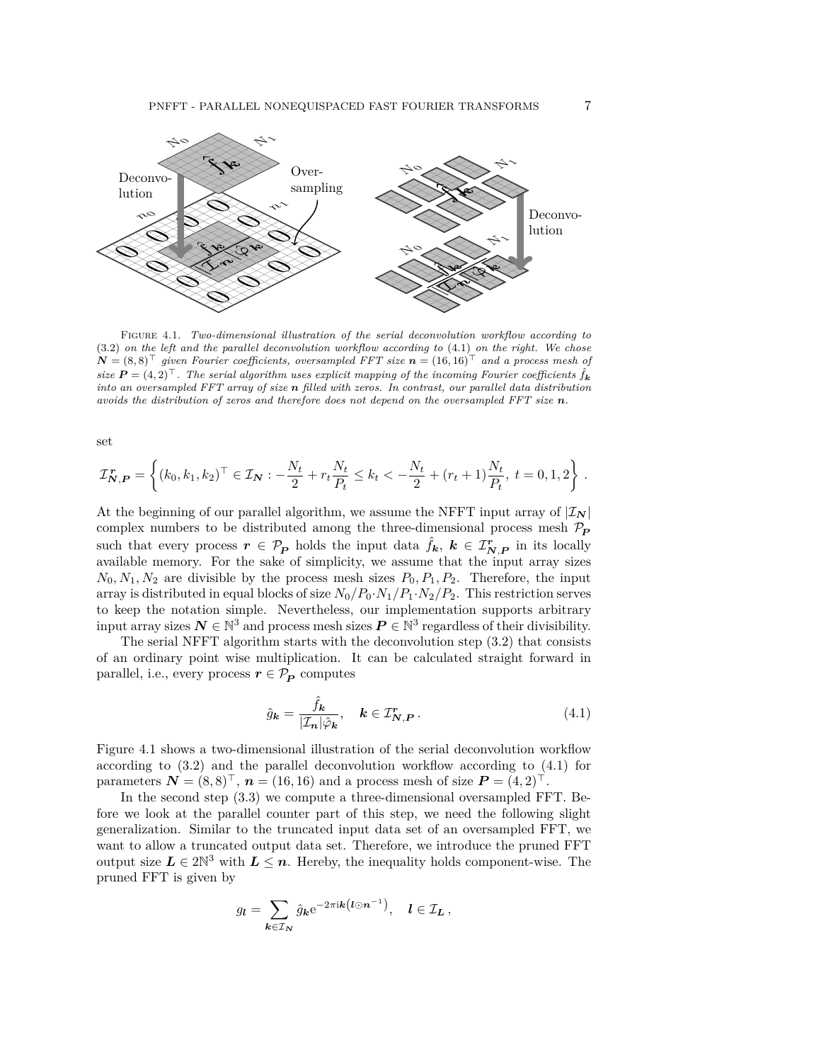FIGURE 4.1. *Two-dimensional illustration of the serial deconvolution workflow according to* (3.2) *on the left and the parallel deconvolution workflow according to* (4.1) *on the right. We chose* $\boldsymbol{N} = (8,8)^\top$ *given Fourier coefficients, oversampled FFT size* $\boldsymbol{n} = (16,16)^\top$ *and a process mesh of size* $\boldsymbol{P} = (4,2)^\top$. *The serial algorithm uses explicit mapping of the incoming Fourier coefficients* $\hat{f}_{\boldsymbol{k}}$ *into an oversampled FFT array of size* $\boldsymbol{n}$ *filled with zeros. In contrast, our parallel data distribution avoids the distribution of zeros and therefore does not depend on the oversampled FFT size* $\boldsymbol{n}$.

set

$$\mathcal{I}_{\boldsymbol{N},\boldsymbol{P}}^{\boldsymbol{r}} = \left\{ (k_0,k_1,k_2)^\top \in \mathcal{I}_{\boldsymbol{N}} : -\frac{N_t}{2} + r_t\frac{N_t}{P_t} \le k_t < -\frac{N_t}{2} + (r_t+1)\frac{N_t}{P_t},\ t = 0,1,2 \right\}.$$

At the beginning of our parallel algorithm, we assume the NFFT input array of $|\mathcal{I}_{\boldsymbol{N}}|$ complex numbers to be distributed among the three-dimensional process mesh $\mathcal{P}_{\boldsymbol{P}}$ such that every process $\boldsymbol{r} \in \mathcal{P}_{\boldsymbol{P}}$ holds the input data $\hat{f}_{\boldsymbol{k}}$, $\boldsymbol{k} \in \mathcal{I}_{\boldsymbol{N},\boldsymbol{P}}^{\boldsymbol{r}}$ in its locally available memory. For the sake of simplicity, we assume that the input array sizes $N_0, N_1, N_2$ are divisible by the process mesh sizes $P_0, P_1, P_2$. Therefore, the input array is distributed in equal blocks of size $N_0/P_0 \cdot N_1/P_1 \cdot N_2/P_2$. This restriction serves to keep the notation simple. Nevertheless, our implementation supports arbitrary input array sizes $\boldsymbol{N} \in \mathbb{N}^3$ and process mesh sizes $\boldsymbol{P} \in \mathbb{N}^3$ regardless of their divisibility.

The serial NFFT algorithm starts with the deconvolution step (3.2) that consists of an ordinary point wise multiplication. It can be calculated straight forward in parallel, i.e., every process $\boldsymbol{r} \in \mathcal{P}_{\boldsymbol{P}}$ computes

$$\hat{g}_{\boldsymbol{k}} = \frac{\hat{f}_{\boldsymbol{k}}}{|\mathcal{I}_{\boldsymbol{n}}|\hat{\varphi}_{\boldsymbol{k}}}, \quad \boldsymbol{k} \in \mathcal{I}_{\boldsymbol{N},\boldsymbol{P}}^{\boldsymbol{r}}. \tag{4.1}$$

Figure 4.1 shows a two-dimensional illustration of the serial deconvolution workflow according to (3.2) and the parallel deconvolution workflow according to (4.1) for parameters $\boldsymbol{N} = (8,8)^\top$, $\boldsymbol{n} = (16,16)$ and a process mesh of size $\boldsymbol{P} = (4,2)^\top$.

In the second step (3.3) we compute a three-dimensional oversampled FFT. Before we look at the parallel counter part of this step, we need the following slight generalization. Similar to the truncated input data set of an oversampled FFT, we want to allow a truncated output data set. Therefore, we introduce the pruned FFT output size $\boldsymbol{L} \in 2\mathbb{N}^3$ with $\boldsymbol{L} \le \boldsymbol{n}$. Hereby, the inequality holds component-wise. The pruned FFT is given by

$$g_{\boldsymbol{l}} = \sum_{\boldsymbol{k} \in \mathcal{I}_{\boldsymbol{N}}} \hat{g}_{\boldsymbol{k}} \mathrm{e}^{-2\pi \mathrm{i} \boldsymbol{k}\left(\boldsymbol{l} \odot \boldsymbol{n}^{-1}\right)}, \quad \boldsymbol{l} \in \mathcal{I}_{\boldsymbol{L}},$$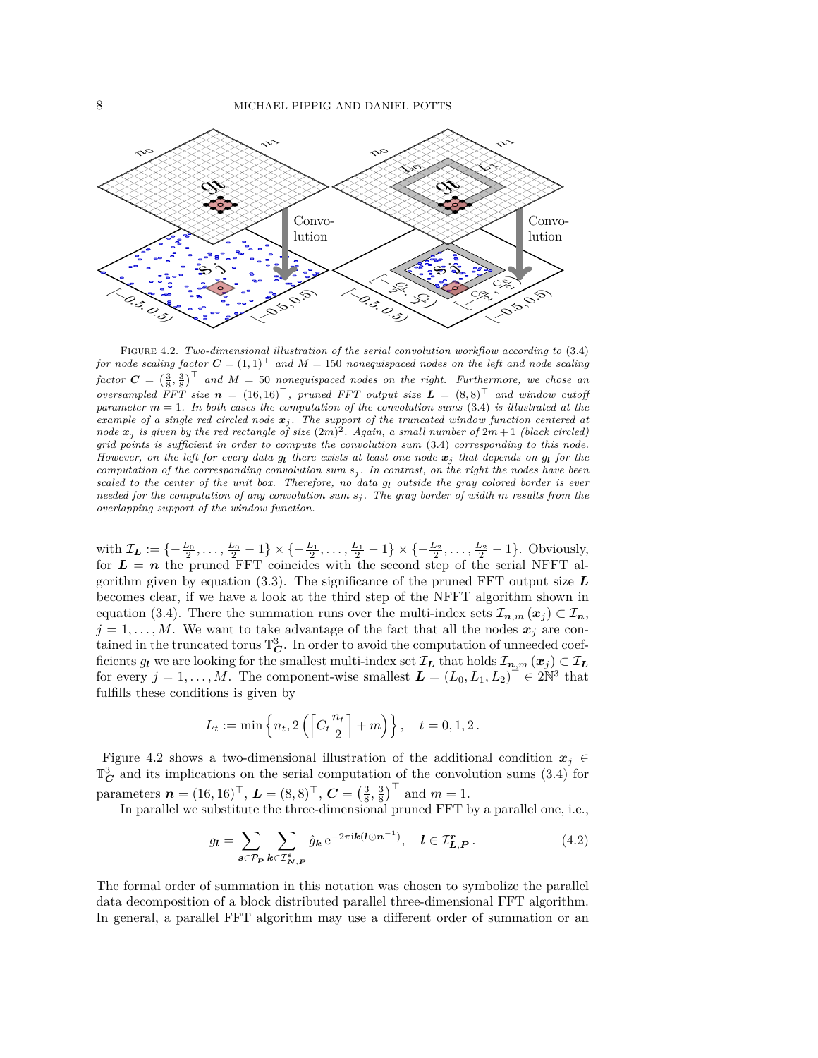FIGURE 4.2. *Two-dimensional illustration of the serial convolution workflow according to* (3.4) *for node scaling factor* $\boldsymbol{C} = (1,1)^\top$ *and* $M = 150$ *nonequispaced nodes on the left and node scaling factor* $\boldsymbol{C} = \left(\frac{3}{8}, \frac{3}{8}\right)^\top$ *and* $M = 50$ *nonequispaced nodes on the right. Furthermore, we chose an oversampled FFT size* $\boldsymbol{n} = (16,16)^\top$*, pruned FFT output size* $\boldsymbol{L} = (8,8)^\top$ *and window cutoff parameter* $m = 1$*. In both cases the computation of the convolution sums* (3.4) *is illustrated at the example of a single red circled node* $\boldsymbol{x}_j$*. The support of the truncated window function centered at node* $\boldsymbol{x}_j$ *is given by the red rectangle of size* $(2m)^2$*. Again, a small number of* $2m+1$ *(black circled) grid points is sufficient in order to compute the convolution sum* (3.4) *corresponding to this node. However, on the left for every data* $g_{\boldsymbol{l}}$ *there exists at least one node* $\boldsymbol{x}_j$ *that depends on* $g_{\boldsymbol{l}}$ *for the computation of the corresponding convolution sum* $s_j$*. In contrast, on the right the nodes have been scaled to the center of the unit box. Therefore, no data* $g_{\boldsymbol{l}}$ *outside the gray colored border is ever needed for the computation of any convolution sum* $s_j$*. The gray border of width* $m$ *results from the overlapping support of the window function.*

with $\mathcal{I}_{\boldsymbol{L}} := \{-\frac{L_0}{2}, \ldots, \frac{L_0}{2}-1\} \times \{-\frac{L_1}{2}, \ldots, \frac{L_1}{2}-1\} \times \{-\frac{L_2}{2}, \ldots, \frac{L_2}{2}-1\}$. Obviously, for $\boldsymbol{L} = \boldsymbol{n}$ the pruned FFT coincides with the second step of the serial NFFT algorithm given by equation (3.3). The significance of the pruned FFT output size $\boldsymbol{L}$ becomes clear, if we have a look at the third step of the NFFT algorithm shown in equation (3.4). There the summation runs over the multi-index sets $\mathcal{I}_{\boldsymbol{n},m}(\boldsymbol{x}_j) \subset \mathcal{I}_{\boldsymbol{n}}$, $j = 1, \ldots, M$. We want to take advantage of the fact that all the nodes $\boldsymbol{x}_j$ are contained in the truncated torus $\mathbb{T}^3_{\boldsymbol{C}}$. In order to avoid the computation of unneeded coefficients $g_{\boldsymbol{l}}$ we are looking for the smallest multi-index set $\mathcal{I}_{\boldsymbol{L}}$ that holds $\mathcal{I}_{\boldsymbol{n},m}(\boldsymbol{x}_j) \subset \mathcal{I}_{\boldsymbol{L}}$ for every $j = 1, \ldots, M$. The component-wise smallest $\boldsymbol{L} = (L_0, L_1, L_2)^\top \in 2\mathbb{N}^3$ that fulfills these conditions is given by

$$L_t := \min\left\{n_t, 2\left(\left\lceil C_t \frac{n_t}{2}\right\rceil + m\right)\right\}, \quad t = 0, 1, 2\,.$$

Figure 4.2 shows a two-dimensional illustration of the additional condition $\boldsymbol{x}_j \in \mathbb{T}^3_{\boldsymbol{C}}$ and its implications on the serial computation of the convolution sums (3.4) for parameters $\boldsymbol{n} = (16,16)^\top$, $\boldsymbol{L} = (8,8)^\top$, $\boldsymbol{C} = \left(\frac{3}{8}, \frac{3}{8}\right)^\top$ and $m = 1$.

In parallel we substitute the three-dimensional pruned FFT by a parallel one, i.e.,

$$g_{\boldsymbol{l}} = \sum_{\boldsymbol{s}\in\mathcal{P}_{\boldsymbol{P}}} \sum_{\boldsymbol{k}\in\mathcal{I}^{\boldsymbol{s}}_{\boldsymbol{N},\boldsymbol{P}}} \hat{g}_{\boldsymbol{k}} \, \mathrm{e}^{-2\pi\mathrm{i}\boldsymbol{k}(\boldsymbol{l}\odot\boldsymbol{n}^{-1})}, \quad \boldsymbol{l} \in \mathcal{I}^{\boldsymbol{r}}_{\boldsymbol{L},\boldsymbol{P}}\,. \tag{4.2}$$

The formal order of summation in this notation was chosen to symbolize the parallel data decomposition of a block distributed parallel three-dimensional FFT algorithm. In general, a parallel FFT algorithm may use a different order of summation or an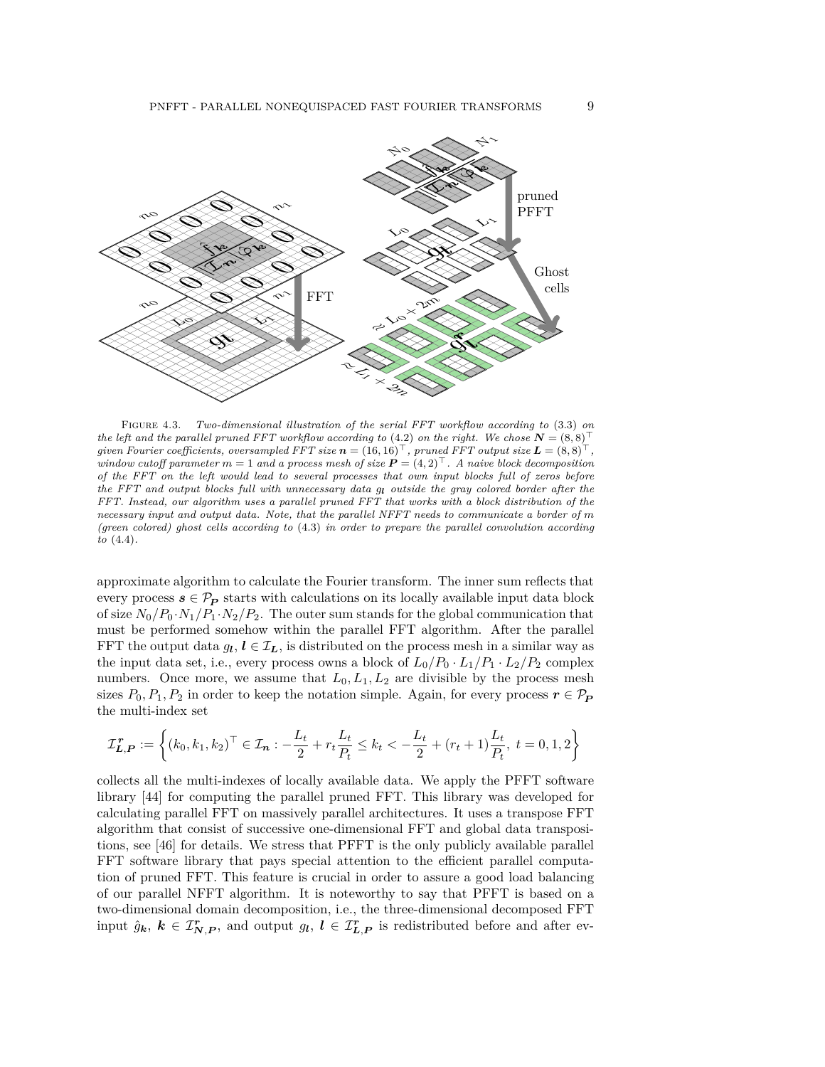FIGURE 4.3. *Two-dimensional illustration of the serial FFT workflow according to* (3.3) *on the left and the parallel pruned FFT workflow according to* (4.2) *on the right. We chose* $\boldsymbol{N} = (8,8)^\top$ *given Fourier coefficients, oversampled FFT size* $\boldsymbol{n} = (16,16)^\top$*, pruned FFT output size* $\boldsymbol{L} = (8,8)^\top$*, window cutoff parameter* $m = 1$ *and a process mesh of size* $\boldsymbol{P} = (4,2)^\top$*. A naive block decomposition of the FFT on the left would lead to several processes that own input blocks full of zeros before the FFT and output blocks full with unnecessary data* $g_{\boldsymbol{l}}$ *outside the gray colored border after the FFT. Instead, our algorithm uses a parallel pruned FFT that works with a block distribution of the necessary input and output data. Note, that the parallel NFFT needs to communicate a border of* $m$ *(green colored) ghost cells according to* (4.3) *in order to prepare the parallel convolution according to* (4.4).

approximate algorithm to calculate the Fourier transform. The inner sum reflects that every process $\boldsymbol{s} \in \mathcal{P}_{\boldsymbol{P}}$ starts with calculations on its locally available input data block of size $N_0/P_0 \cdot N_1/P_1 \cdot N_2/P_2$. The outer sum stands for the global communication that must be performed somehow within the parallel FFT algorithm. After the parallel FFT the output data $g_{\boldsymbol{l}}$, $\boldsymbol{l} \in \mathcal{I}_{\boldsymbol{L}}$, is distributed on the process mesh in a similar way as the input data set, i.e., every process owns a block of $L_0/P_0 \cdot L_1/P_1 \cdot L_2/P_2$ complex numbers. Once more, we assume that $L_0, L_1, L_2$ are divisible by the process mesh sizes $P_0, P_1, P_2$ in order to keep the notation simple. Again, for every process $\boldsymbol{r} \in \mathcal{P}_{\boldsymbol{P}}$ the multi-index set

$$\mathcal{I}_{\boldsymbol{L},\boldsymbol{P}}^{\boldsymbol{r}} := \left\{ (k_0, k_1, k_2)^\top \in \mathcal{I}_{\boldsymbol{n}} : -\frac{L_t}{2} + r_t \frac{L_t}{P_t} \le k_t < -\frac{L_t}{2} + (r_t + 1)\frac{L_t}{P_t},\ t = 0, 1, 2 \right\}$$

collects all the multi-indexes of locally available data. We apply the PFFT software library [44] for computing the parallel pruned FFT. This library was developed for calculating parallel FFT on massively parallel architectures. It uses a transpose FFT algorithm that consist of successive one-dimensional FFT and global data transpositions, see [46] for details. We stress that PFFT is the only publicly available parallel FFT software library that pays special attention to the efficient parallel computation of pruned FFT. This feature is crucial in order to assure a good load balancing of our parallel NFFT algorithm. It is noteworthy to say that PFFT is based on a two-dimensional domain decomposition, i.e., the three-dimensional decomposed FFT input $\hat{g}_{\boldsymbol{k}}$, $\boldsymbol{k} \in \mathcal{I}_{\boldsymbol{N},\boldsymbol{P}}^{\boldsymbol{r}}$, and output $g_{\boldsymbol{l}}$, $\boldsymbol{l} \in \mathcal{I}_{\boldsymbol{L},\boldsymbol{P}}^{\boldsymbol{r}}$ is redistributed before and after ev-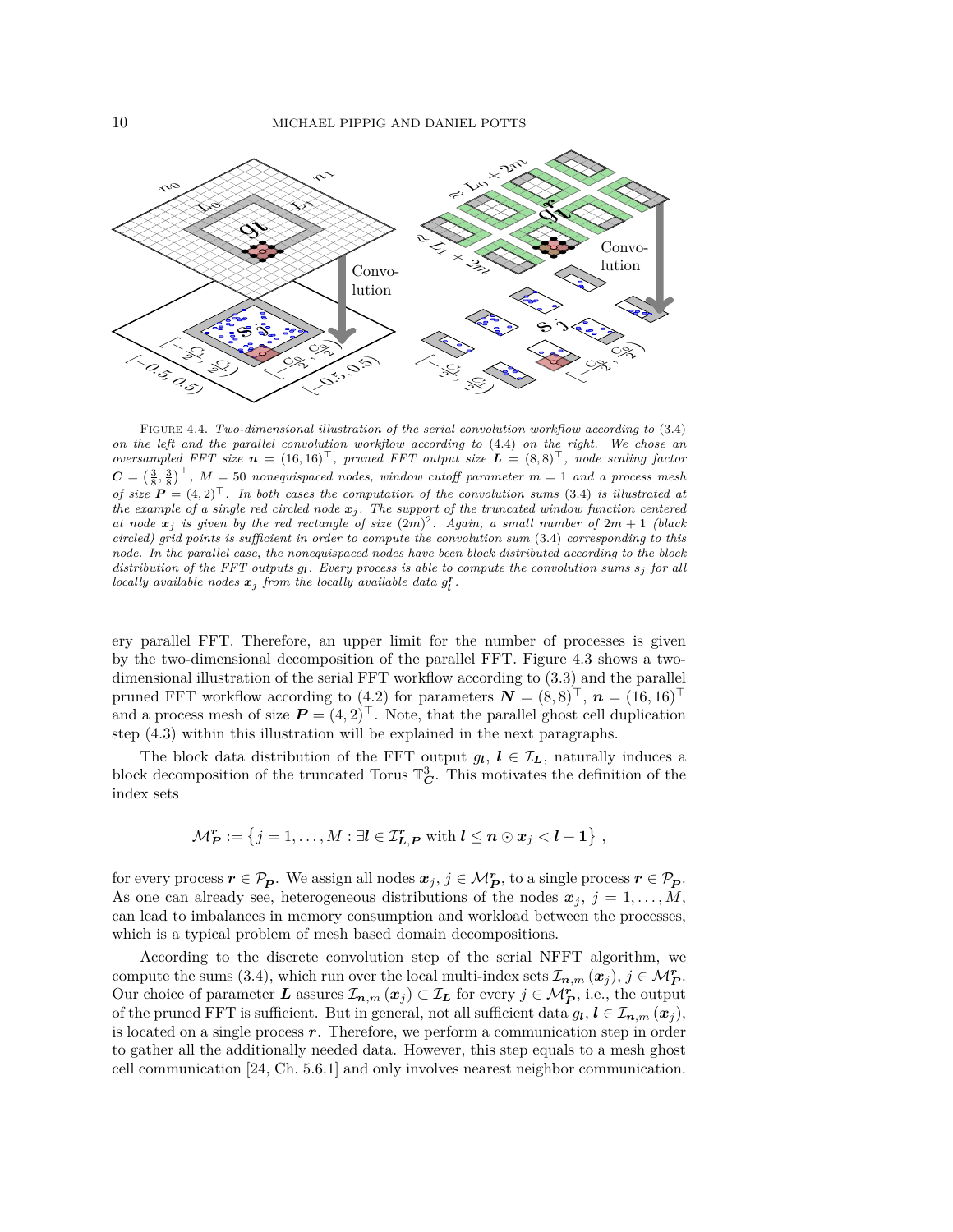Figure 4.4. *Two-dimensional illustration of the serial convolution workflow according to* (3.4) *on the left and the parallel convolution workflow according to* (4.4) *on the right. We chose an oversampled FFT size* $\boldsymbol{n} = (16,16)^\top$*, pruned FFT output size* $\boldsymbol{L} = (8,8)^\top$*, node scaling factor* $\boldsymbol{C} = \left(\frac{3}{8}, \frac{3}{8}\right)^\top$*,* $M = 50$ *nonequispaced nodes, window cutoff parameter* $m = 1$ *and a process mesh of size* $\boldsymbol{P} = (4,2)^\top$*. In both cases the computation of the convolution sums* (3.4) *is illustrated at the example of a single red circled node* $\boldsymbol{x}_j$*. The support of the truncated window function centered at node* $\boldsymbol{x}_j$ *is given by the red rectangle of size* $(2m)^2$*. Again, a small number of* $2m+1$ *(black circled) grid points is sufficient in order to compute the convolution sum* (3.4) *corresponding to this node. In the parallel case, the nonequispaced nodes have been block distributed according to the block distribution of the FFT outputs* $g_{\boldsymbol{l}}$*. Every process is able to compute the convolution sums* $s_j$ *for all locally available nodes* $\boldsymbol{x}_j$ *from the locally available data* $g_{\boldsymbol{l}}^{\boldsymbol{r}}$*.*

ery parallel FFT. Therefore, an upper limit for the number of processes is given by the two-dimensional decomposition of the parallel FFT. Figure 4.3 shows a two-dimensional illustration of the serial FFT workflow according to (3.3) and the parallel pruned FFT workflow according to (4.2) for parameters $\boldsymbol{N} = (8,8)^\top$, $\boldsymbol{n} = (16,16)^\top$ and a process mesh of size $\boldsymbol{P} = (4,2)^\top$. Note, that the parallel ghost cell duplication step (4.3) within this illustration will be explained in the next paragraphs.

The block data distribution of the FFT output $g_{\boldsymbol{l}}$, $\boldsymbol{l} \in \mathcal{I}_{\boldsymbol{L}}$, naturally induces a block decomposition of the truncated Torus $\mathbb{T}^3_{\boldsymbol{C}}$. This motivates the definition of the index sets

$$\mathcal{M}_{\boldsymbol{P}}^{\boldsymbol{r}} := \left\{ j = 1, \ldots, M : \exists \boldsymbol{l} \in \mathcal{I}_{\boldsymbol{L},\boldsymbol{P}}^{\boldsymbol{r}} \text{ with } \boldsymbol{l} \leq \boldsymbol{n} \odot \boldsymbol{x}_j < \boldsymbol{l} + \boldsymbol{1} \right\},$$

for every process $\boldsymbol{r} \in \mathcal{P}_{\boldsymbol{P}}$. We assign all nodes $\boldsymbol{x}_j$, $j \in \mathcal{M}_{\boldsymbol{P}}^{\boldsymbol{r}}$, to a single process $\boldsymbol{r} \in \mathcal{P}_{\boldsymbol{P}}$. As one can already see, heterogeneous distributions of the nodes $\boldsymbol{x}_j$, $j = 1, \ldots, M$, can lead to imbalances in memory consumption and workload between the processes, which is a typical problem of mesh based domain decompositions.

According to the discrete convolution step of the serial NFFT algorithm, we compute the sums (3.4), which run over the local multi-index sets $\mathcal{I}_{\boldsymbol{n},m}(\boldsymbol{x}_j)$, $j \in \mathcal{M}_{\boldsymbol{P}}^{\boldsymbol{r}}$. Our choice of parameter $\boldsymbol{L}$ assures $\mathcal{I}_{\boldsymbol{n},m}(\boldsymbol{x}_j) \subset \mathcal{I}_{\boldsymbol{L}}$ for every $j \in \mathcal{M}_{\boldsymbol{P}}^{\boldsymbol{r}}$, i.e., the output of the pruned FFT is sufficient. But in general, not all sufficient data $g_{\boldsymbol{l}}$, $\boldsymbol{l} \in \mathcal{I}_{\boldsymbol{n},m}(\boldsymbol{x}_j)$, is located on a single process $\boldsymbol{r}$. Therefore, we perform a communication step in order to gather all the additionally needed data. However, this step equals to a mesh ghost cell communication [24, Ch. 5.6.1] and only involves nearest neighbor communication.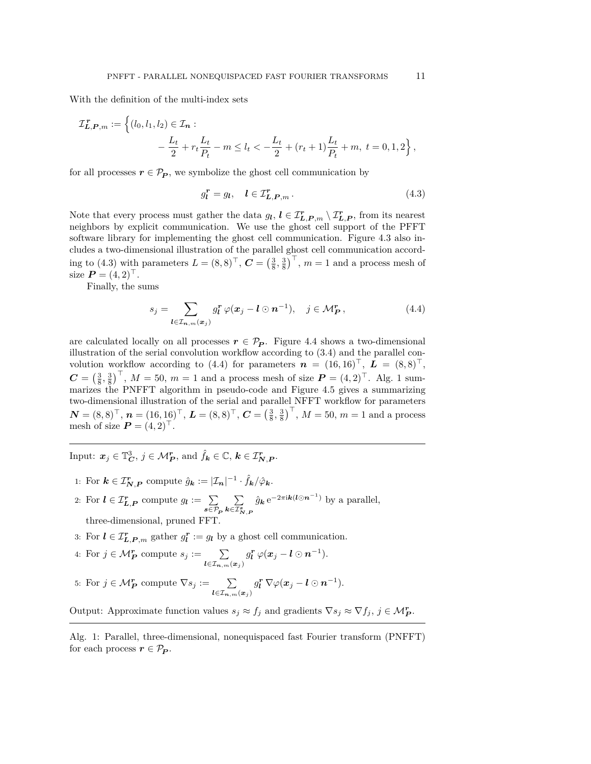With the definition of the multi-index sets

$$\mathcal{I}^{\boldsymbol{r}}_{\boldsymbol{L},\boldsymbol{P},m} := \Big\{(l_0,l_1,l_2) \in \mathcal{I}_{\boldsymbol{n}} : \\ -\frac{L_t}{2} + r_t\frac{L_t}{P_t} - m \le l_t < -\frac{L_t}{2} + (r_t+1)\frac{L_t}{P_t} + m,\ t = 0,1,2\Big\},$$

for all processes $\boldsymbol{r} \in \mathcal{P}_{\boldsymbol{P}}$, we symbolize the ghost cell communication by

$$g^{\boldsymbol{r}}_{\boldsymbol{l}} = g_{\boldsymbol{l}}, \quad \boldsymbol{l} \in \mathcal{I}^{\boldsymbol{r}}_{\boldsymbol{L},\boldsymbol{P},m}\,. \tag{4.3}$$

Note that every process must gather the data $g_{\boldsymbol{l}}$, $\boldsymbol{l} \in \mathcal{I}^{\boldsymbol{r}}_{\boldsymbol{L},\boldsymbol{P},m} \setminus \mathcal{I}^{\boldsymbol{r}}_{\boldsymbol{L},\boldsymbol{P}}$, from its nearest neighbors by explicit communication. We use the ghost cell support of the PFFT software library for implementing the ghost cell communication. Figure 4.3 also includes a two-dimensional illustration of the parallel ghost cell communication according to (4.3) with parameters $L = (8,8)^\top$, $\boldsymbol{C} = \left(\frac{3}{8},\frac{3}{8}\right)^\top$, $m = 1$ and a process mesh of size $\boldsymbol{P} = (4,2)^\top$.

Finally, the sums

$$s_j = \sum_{\boldsymbol{l} \in \mathcal{I}_{\boldsymbol{n},m}(\boldsymbol{x}_j)} g^{\boldsymbol{r}}_{\boldsymbol{l}}\, \varphi(\boldsymbol{x}_j - \boldsymbol{l} \odot \boldsymbol{n}^{-1}), \quad j \in \mathcal{M}^{\boldsymbol{r}}_{\boldsymbol{P}}\,, \tag{4.4}$$

are calculated locally on all processes $\boldsymbol{r} \in \mathcal{P}_{\boldsymbol{P}}$. Figure 4.4 shows a two-dimensional illustration of the serial convolution workflow according to (3.4) and the parallel convolution workflow according to (4.4) for parameters $\boldsymbol{n} = (16,16)^\top$, $\boldsymbol{L} = (8,8)^\top$, $\boldsymbol{C} = \left(\frac{3}{8},\frac{3}{8}\right)^\top$, $M = 50$, $m = 1$ and a process mesh of size $\boldsymbol{P} = (4,2)^\top$. Alg. 1 summarizes the PNFFT algorithm in pseudo-code and Figure 4.5 gives a summarizing two-dimensional illustration of the serial and parallel NFFT workflow for parameters $\boldsymbol{N} = (8,8)^\top$, $\boldsymbol{n} = (16,16)^\top$, $\boldsymbol{L} = (8,8)^\top$, $\boldsymbol{C} = \left(\frac{3}{8},\frac{3}{8}\right)^\top$, $M = 50$, $m = 1$ and a process mesh of size $\boldsymbol{P} = (4,2)^\top$.

---

Input: $\boldsymbol{x}_j \in \mathbb{T}^3_{\boldsymbol{C}}$, $j \in \mathcal{M}^{\boldsymbol{r}}_{\boldsymbol{P}}$, and $\hat{f}_{\boldsymbol{k}} \in \mathbb{C}$, $\boldsymbol{k} \in \mathcal{I}^{\boldsymbol{r}}_{\boldsymbol{N},\boldsymbol{P}}$.

1: For $\boldsymbol{k} \in \mathcal{I}^{\boldsymbol{r}}_{\boldsymbol{N},\boldsymbol{P}}$ compute $\hat{g}_{\boldsymbol{k}} := |\mathcal{I}_{\boldsymbol{n}}|^{-1} \cdot \hat{f}_{\boldsymbol{k}} / \hat{\varphi}_{\boldsymbol{k}}$.

2: For $\boldsymbol{l} \in \mathcal{I}^{\boldsymbol{r}}_{\boldsymbol{L},\boldsymbol{P}}$ compute $g_{\boldsymbol{l}} := \sum\limits_{\boldsymbol{s} \in \mathcal{P}_{\boldsymbol{P}}} \sum\limits_{\boldsymbol{k} \in \mathcal{I}^{\boldsymbol{s}}_{\boldsymbol{N},\boldsymbol{P}}} \hat{g}_{\boldsymbol{k}}\, \mathrm{e}^{-2\pi\mathrm{i}\boldsymbol{k}(\boldsymbol{l} \odot \boldsymbol{n}^{-1})}$ by a parallel, three-dimensional, pruned FFT.

3: For $\boldsymbol{l} \in \mathcal{I}^{\boldsymbol{r}}_{\boldsymbol{L},\boldsymbol{P},m}$ gather $g^{\boldsymbol{r}}_{\boldsymbol{l}} := g_{\boldsymbol{l}}$ by a ghost cell communication.

4: For $j \in \mathcal{M}^{\boldsymbol{r}}_{\boldsymbol{P}}$ compute $s_j := \sum\limits_{\boldsymbol{l} \in \mathcal{I}_{\boldsymbol{n},m}(\boldsymbol{x}_j)} g^{\boldsymbol{r}}_{\boldsymbol{l}}\, \varphi(\boldsymbol{x}_j - \boldsymbol{l} \odot \boldsymbol{n}^{-1})$.

5: For $j \in \mathcal{M}^{\boldsymbol{r}}_{\boldsymbol{P}}$ compute $\nabla s_j := \sum\limits_{\boldsymbol{l} \in \mathcal{I}_{\boldsymbol{n},m}(\boldsymbol{x}_j)} g^{\boldsymbol{r}}_{\boldsymbol{l}}\, \nabla\varphi(\boldsymbol{x}_j - \boldsymbol{l} \odot \boldsymbol{n}^{-1})$.

Output: Approximate function values $s_j \approx f_j$ and gradients $\nabla s_j \approx \nabla f_j$, $j \in \mathcal{M}^{\boldsymbol{r}}_{\boldsymbol{P}}$.

---

Alg. 1: Parallel, three-dimensional, nonequispaced fast Fourier transform (PNFFT) for each process $\boldsymbol{r} \in \mathcal{P}_{\boldsymbol{P}}$.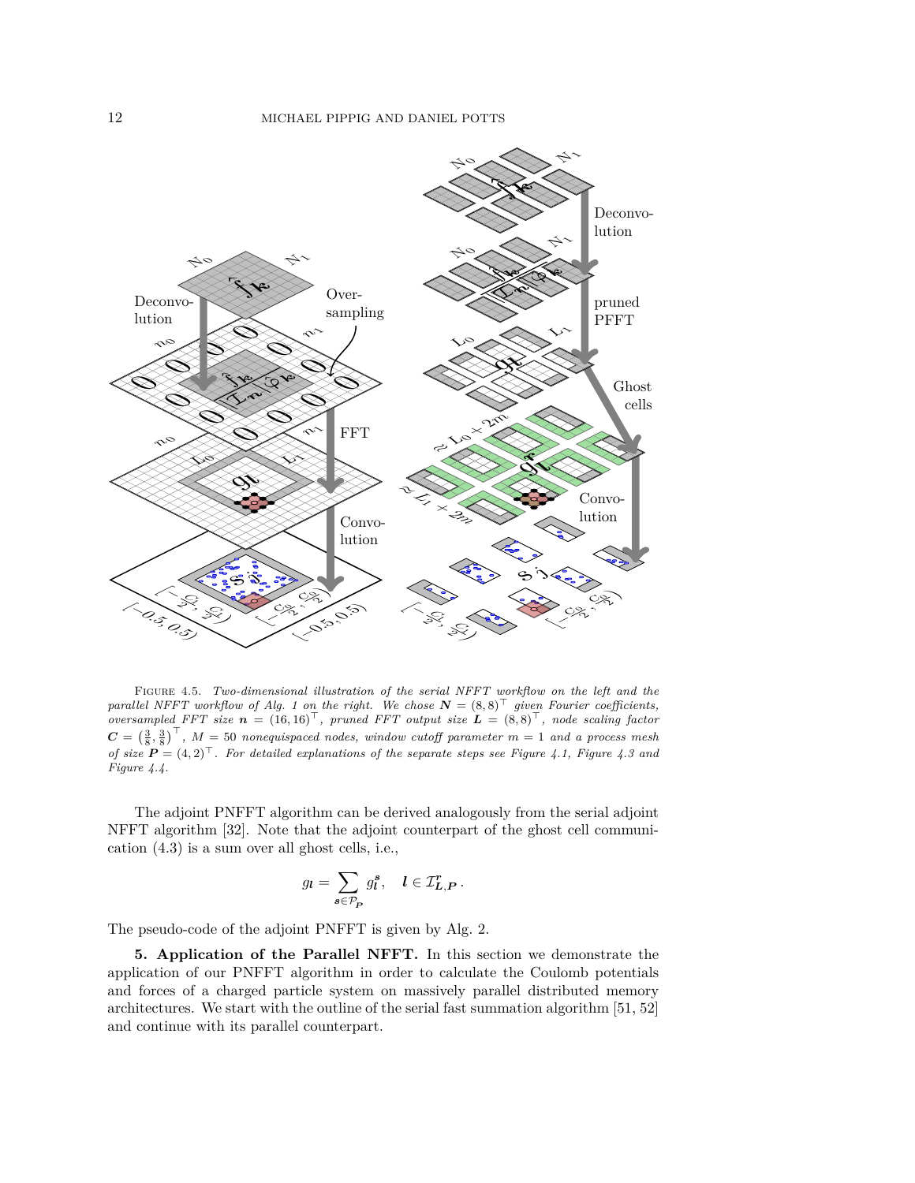FIGURE 4.5. *Two-dimensional illustration of the serial NFFT workflow on the left and the parallel NFFT workflow of Alg. 1 on the right. We chose* $\boldsymbol{N} = (8,8)^\top$ *given Fourier coefficients, oversampled FFT size* $\boldsymbol{n} = (16,16)^\top$*, pruned FFT output size* $\boldsymbol{L} = (8,8)^\top$*, node scaling factor* $\boldsymbol{C} = \left(\frac{3}{8}, \frac{3}{8}\right)^\top$*,* $M = 50$ *nonequispaced nodes, window cutoff parameter* $m = 1$ *and a process mesh of size* $\boldsymbol{P} = (4,2)^\top$*. For detailed explanations of the separate steps see Figure 4.1, Figure 4.3 and Figure 4.4.*

The adjoint PNFFT algorithm can be derived analogously from the serial adjoint NFFT algorithm [32]. Note that the adjoint counterpart of the ghost cell communication (4.3) is a sum over all ghost cells, i.e.,

$$g_{\boldsymbol{l}} = \sum_{\boldsymbol{s} \in \mathcal{P}_{\boldsymbol{P}}} g_{\boldsymbol{l}}^{\boldsymbol{s}}, \quad \boldsymbol{l} \in \mathcal{I}_{\boldsymbol{L},\boldsymbol{P}}^{\boldsymbol{r}}.$$

The pseudo-code of the adjoint PNFFT is given by Alg. 2.

**5. Application of the Parallel NFFT.** In this section we demonstrate the application of our PNFFT algorithm in order to calculate the Coulomb potentials and forces of a charged particle system on massively parallel distributed memory architectures. We start with the outline of the serial fast summation algorithm [51, 52] and continue with its parallel counterpart.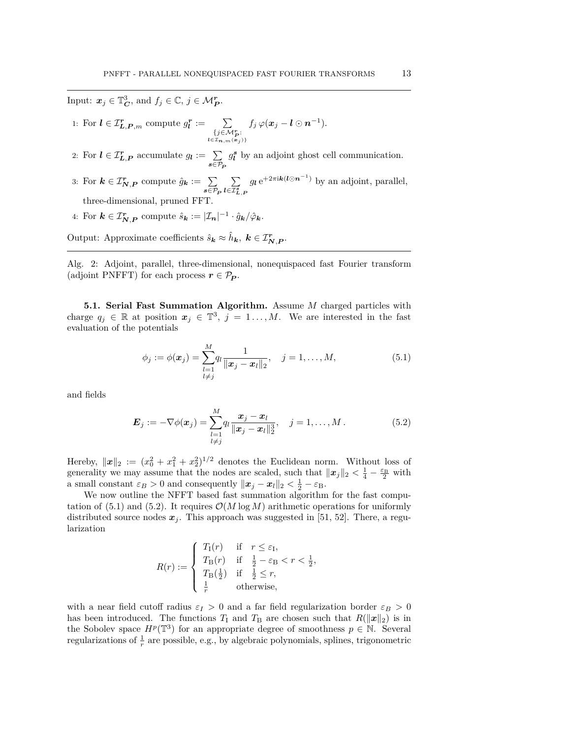Input: $\boldsymbol{x}_j \in \mathbb{T}^3_{\boldsymbol{C}}$, and $f_j \in \mathbb{C}$, $j \in \mathcal{M}^{\boldsymbol{r}}_{\boldsymbol{P}}$.

1: For $\boldsymbol{l} \in \mathcal{I}^{\boldsymbol{r}}_{\boldsymbol{L},\boldsymbol{P},m}$ compute $g^{\boldsymbol{r}}_{\boldsymbol{l}} := \sum\limits_{\substack{\{j \in \mathcal{M}^{\boldsymbol{r}}_{\boldsymbol{P}}:\\ \boldsymbol{l} \in \mathcal{I}_{\boldsymbol{n},m}(\boldsymbol{x}_j)\}}} f_j \, \varphi(\boldsymbol{x}_j - \boldsymbol{l} \odot \boldsymbol{n}^{-1})$.

2: For $\boldsymbol{l} \in \mathcal{I}^{\boldsymbol{r}}_{\boldsymbol{L},\boldsymbol{P}}$ accumulate $g_{\boldsymbol{l}} := \sum\limits_{\boldsymbol{s} \in \mathcal{P}_{\boldsymbol{P}}} g^{\boldsymbol{s}}_{\boldsymbol{l}}$ by an adjoint ghost cell communication.

3: For $\boldsymbol{k} \in \mathcal{I}^{\boldsymbol{r}}_{\boldsymbol{N},\boldsymbol{P}}$ compute $\hat{g}_{\boldsymbol{k}} := \sum\limits_{\boldsymbol{s} \in \mathcal{P}_{\boldsymbol{P}}} \sum\limits_{\boldsymbol{l} \in \mathcal{I}^{\boldsymbol{s}}_{\boldsymbol{L},\boldsymbol{P}}} g_{\boldsymbol{l}} \, \mathrm{e}^{+2\pi \mathrm{i} \boldsymbol{k}(\boldsymbol{l} \odot \boldsymbol{n}^{-1})}$ by an adjoint, parallel, three-dimensional, pruned FFT.

4: For $\boldsymbol{k} \in \mathcal{I}^{\boldsymbol{r}}_{\boldsymbol{N},\boldsymbol{P}}$ compute $\hat{s}_{\boldsymbol{k}} := |\mathcal{I}_{\boldsymbol{n}}|^{-1} \cdot \hat{g}_{\boldsymbol{k}} / \hat{\varphi}_{\boldsymbol{k}}$.

Output: Approximate coefficients $\hat{s}_{\boldsymbol{k}} \approx \hat{h}_{\boldsymbol{k}}$, $\boldsymbol{k} \in \mathcal{I}^{\boldsymbol{r}}_{\boldsymbol{N},\boldsymbol{P}}$.

Alg. 2: Adjoint, parallel, three-dimensional, nonequispaced fast Fourier transform (adjoint PNFFT) for each process $\boldsymbol{r} \in \mathcal{P}_{\boldsymbol{P}}$.

**5.1. Serial Fast Summation Algorithm.** Assume $M$ charged particles with charge $q_j \in \mathbb{R}$ at position $\boldsymbol{x}_j \in \mathbb{T}^3$, $j = 1\ldots, M$. We are interested in the fast evaluation of the potentials

$$\phi_j := \phi(\boldsymbol{x}_j) = \sum_{\substack{l=1\\ l \neq j}}^{M} q_l \frac{1}{\|\boldsymbol{x}_j - \boldsymbol{x}_l\|_2}, \quad j = 1, \ldots, M, \tag{5.1}$$

and fields

$$\boldsymbol{E}_j := -\nabla\phi(\boldsymbol{x}_j) = \sum_{\substack{l=1\\ l \neq j}}^{M} q_l \frac{\boldsymbol{x}_j - \boldsymbol{x}_l}{\|\boldsymbol{x}_j - \boldsymbol{x}_l\|_2^3}, \quad j = 1, \ldots, M\,. \tag{5.2}$$

Hereby, $\|\boldsymbol{x}\|_2 := (x_0^2 + x_1^2 + x_2^2)^{1/2}$ denotes the Euclidean norm. Without loss of generality we may assume that the nodes are scaled, such that $\|\boldsymbol{x}_j\|_2 < \frac{1}{4} - \frac{\varepsilon_{\mathrm{B}}}{2}$ with a small constant $\varepsilon_B > 0$ and consequently $\|\boldsymbol{x}_j - \boldsymbol{x}_l\|_2 < \frac{1}{2} - \varepsilon_{\mathrm{B}}$.

We now outline the NFFT based fast summation algorithm for the fast computation of (5.1) and (5.2). It requires $\mathcal{O}(M \log M)$ arithmetic operations for uniformly distributed source nodes $\boldsymbol{x}_j$. This approach was suggested in [51, 52]. There, a regularization

$$R(r) := \begin{cases} T_{\mathrm{I}}(r) & \text{if} \quad r \leq \varepsilon_{\mathrm{I}}, \\ T_{\mathrm{B}}(r) & \text{if} \quad \frac{1}{2} - \varepsilon_{\mathrm{B}} < r < \frac{1}{2}, \\ T_{\mathrm{B}}(\frac{1}{2}) & \text{if} \quad \frac{1}{2} \leq r, \\ \frac{1}{r} & \text{otherwise}, \end{cases}$$

with a near field cutoff radius $\varepsilon_I > 0$ and a far field regularization border $\varepsilon_B > 0$ has been introduced. The functions $T_{\mathrm{I}}$ and $T_{\mathrm{B}}$ are chosen such that $R(\|\boldsymbol{x}\|_2)$ is in the Sobolev space $H^p(\mathbb{T}^3)$ for an appropriate degree of smoothness $p \in \mathbb{N}$. Several regularizations of $\frac{1}{r}$ are possible, e.g., by algebraic polynomials, splines, trigonometric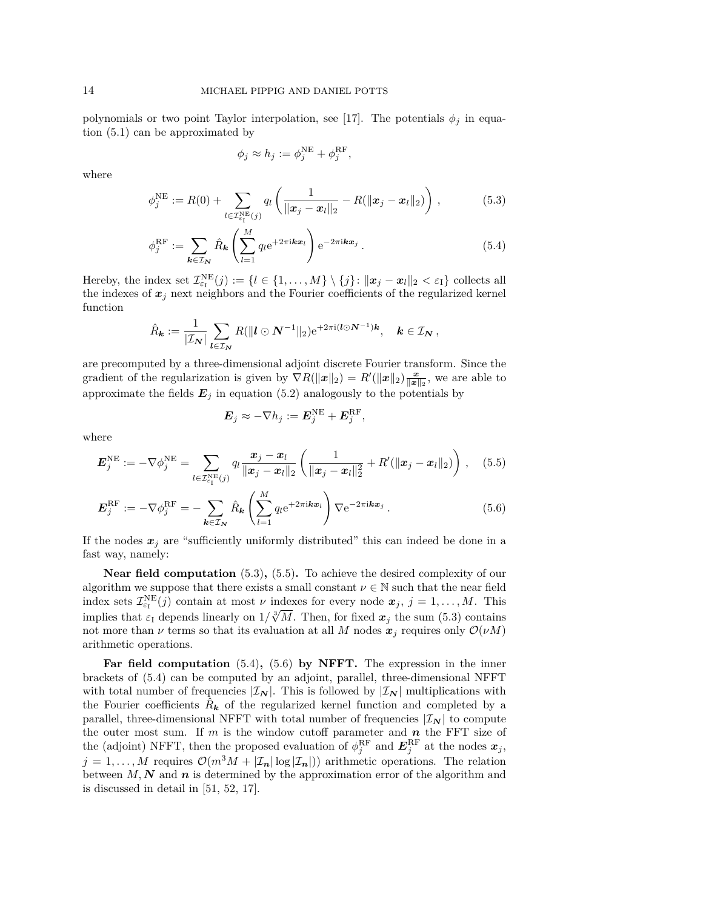polynomials or two point Taylor interpolation, see [17]. The potentials $\phi_j$ in equation (5.1) can be approximated by

$$\phi_j \approx h_j := \phi_j^{\mathrm{NE}} + \phi_j^{\mathrm{RF}},$$

where

$$\phi_j^{\mathrm{NE}} := R(0) + \sum_{l \in \mathcal{I}_{\varepsilon_{\mathrm{I}}}^{\mathrm{NE}}(j)} q_l \left( \frac{1}{\|\boldsymbol{x}_j - \boldsymbol{x}_l\|_2} - R(\|\boldsymbol{x}_j - \boldsymbol{x}_l\|_2) \right), \tag{5.3}$$

$$\phi_j^{\mathrm{RF}} := \sum_{\boldsymbol{k} \in \mathcal{I}_{\boldsymbol{N}}} \hat{R}_{\boldsymbol{k}} \left( \sum_{l=1}^{M} q_l \mathrm{e}^{+2\pi \mathrm{i} \boldsymbol{k} \boldsymbol{x}_l} \right) \mathrm{e}^{-2\pi \mathrm{i} \boldsymbol{k} \boldsymbol{x}_j}. \tag{5.4}$$

Hereby, the index set $\mathcal{I}_{\varepsilon_{\mathrm{I}}}^{\mathrm{NE}}(j) := \{l \in \{1, \ldots, M\} \setminus \{j\} \colon \|\boldsymbol{x}_j - \boldsymbol{x}_l\|_2 < \varepsilon_{\mathrm{I}}\}$ collects all the indexes of $\boldsymbol{x}_j$ next neighbors and the Fourier coefficients of the regularized kernel function

$$\hat{R}_{\boldsymbol{k}} := \frac{1}{|\mathcal{I}_{\boldsymbol{N}}|} \sum_{\boldsymbol{l} \in \mathcal{I}_{\boldsymbol{N}}} R(\|\boldsymbol{l} \odot \boldsymbol{N}^{-1}\|_2) \mathrm{e}^{+2\pi \mathrm{i} (\boldsymbol{l} \odot \boldsymbol{N}^{-1}) \boldsymbol{k}}, \quad \boldsymbol{k} \in \mathcal{I}_{\boldsymbol{N}},$$

are precomputed by a three-dimensional adjoint discrete Fourier transform. Since the gradient of the regularization is given by $\nabla R(\|\boldsymbol{x}\|_2) = R'(\|\boldsymbol{x}\|_2) \frac{\boldsymbol{x}}{\|\boldsymbol{x}\|_2}$, we are able to approximate the fields $\boldsymbol{E}_j$ in equation (5.2) analogously to the potentials by

$$\boldsymbol{E}_j \approx -\nabla h_j := \boldsymbol{E}_j^{\mathrm{NE}} + \boldsymbol{E}_j^{\mathrm{RF}},$$

where

$$\boldsymbol{E}_j^{\mathrm{NE}} := -\nabla \phi_j^{\mathrm{NE}} = \sum_{l \in \mathcal{I}_{\varepsilon_{\mathrm{I}}}^{\mathrm{NE}}(j)} q_l \frac{\boldsymbol{x}_j - \boldsymbol{x}_l}{\|\boldsymbol{x}_j - \boldsymbol{x}_l\|_2} \left( \frac{1}{\|\boldsymbol{x}_j - \boldsymbol{x}_l\|_2^2} + R'(\|\boldsymbol{x}_j - \boldsymbol{x}_l\|_2) \right), \tag{5.5}$$

$$\boldsymbol{E}_j^{\mathrm{RF}} := -\nabla \phi_j^{\mathrm{RF}} = -\sum_{\boldsymbol{k} \in \mathcal{I}_{\boldsymbol{N}}} \hat{R}_{\boldsymbol{k}} \left( \sum_{l=1}^{M} q_l \mathrm{e}^{+2\pi \mathrm{i} \boldsymbol{k} \boldsymbol{x}_l} \right) \nabla \mathrm{e}^{-2\pi \mathrm{i} \boldsymbol{k} \boldsymbol{x}_j}. \tag{5.6}$$

If the nodes $\boldsymbol{x}_j$ are "sufficiently uniformly distributed" this can indeed be done in a fast way, namely:

**Near field computation** (5.3)**,** (5.5)**.** To achieve the desired complexity of our algorithm we suppose that there exists a small constant $\nu \in \mathbb{N}$ such that the near field index sets $\mathcal{I}_{\varepsilon_{\mathrm{I}}}^{\mathrm{NE}}(j)$ contain at most $\nu$ indexes for every node $\boldsymbol{x}_j$, $j = 1, \ldots, M$. This implies that $\varepsilon_{\mathrm{I}}$ depends linearly on $1/\sqrt[3]{M}$. Then, for fixed $\boldsymbol{x}_j$ the sum (5.3) contains not more than $\nu$ terms so that its evaluation at all $M$ nodes $\boldsymbol{x}_j$ requires only $\mathcal{O}(\nu M)$ arithmetic operations.

**Far field computation** (5.4)**,** (5.6) **by NFFT.** The expression in the inner brackets of (5.4) can be computed by an adjoint, parallel, three-dimensional NFFT with total number of frequencies $|\mathcal{I}_{\boldsymbol{N}}|$. This is followed by $|\mathcal{I}_{\boldsymbol{N}}|$ multiplications with the Fourier coefficients $\hat{R}_{\boldsymbol{k}}$ of the regularized kernel function and completed by a parallel, three-dimensional NFFT with total number of frequencies $|\mathcal{I}_{\boldsymbol{N}}|$ to compute the outer most sum. If $m$ is the window cutoff parameter and $\boldsymbol{n}$ the FFT size of the (adjoint) NFFT, then the proposed evaluation of $\phi_j^{\mathrm{RF}}$ and $\boldsymbol{E}_j^{\mathrm{RF}}$ at the nodes $\boldsymbol{x}_j$, $j = 1, \ldots, M$ requires $\mathcal{O}(m^3 M + |\mathcal{I}_{\boldsymbol{n}}| \log |\mathcal{I}_{\boldsymbol{n}}|)$ arithmetic operations. The relation between $M, \boldsymbol{N}$ and $\boldsymbol{n}$ is determined by the approximation error of the algorithm and is discussed in detail in [51, 52, 17].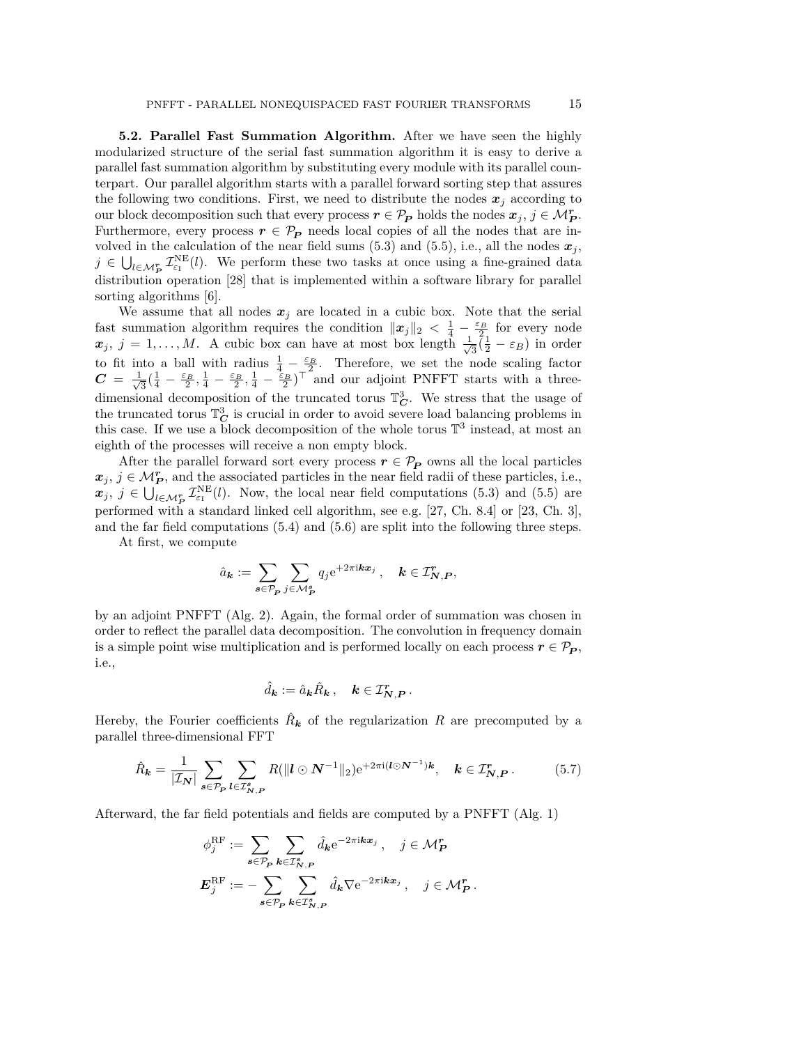**5.2. Parallel Fast Summation Algorithm.** After we have seen the highly modularized structure of the serial fast summation algorithm it is easy to derive a parallel fast summation algorithm by substituting every module with its parallel counterpart. Our parallel algorithm starts with a parallel forward sorting step that assures the following two conditions. First, we need to distribute the nodes $\boldsymbol{x}_j$ according to our block decomposition such that every process $\boldsymbol{r} \in \mathcal{P}_{\boldsymbol{P}}$ holds the nodes $\boldsymbol{x}_j$, $j \in \mathcal{M}_{\boldsymbol{P}}^{\boldsymbol{r}}$. Furthermore, every process $\boldsymbol{r} \in \mathcal{P}_{\boldsymbol{P}}$ needs local copies of all the nodes that are involved in the calculation of the near field sums (5.3) and (5.5), i.e., all the nodes $\boldsymbol{x}_j$, $j \in \bigcup_{l \in \mathcal{M}_{\boldsymbol{P}}^{\boldsymbol{r}}} \mathcal{I}_{\varepsilon_{\mathrm{I}}}^{\mathrm{NE}}(l)$. We perform these two tasks at once using a fine-grained data distribution operation [28] that is implemented within a software library for parallel sorting algorithms [6].

We assume that all nodes $\boldsymbol{x}_j$ are located in a cubic box. Note that the serial fast summation algorithm requires the condition $\|\boldsymbol{x}_j\|_2 < \frac{1}{4} - \frac{\varepsilon_B}{2}$ for every node $\boldsymbol{x}_j$, $j = 1, \ldots, M$. A cubic box can have at most box length $\frac{1}{\sqrt{3}}(\frac{1}{2} - \varepsilon_B)$ in order to fit into a ball with radius $\frac{1}{4} - \frac{\varepsilon_B}{2}$. Therefore, we set the node scaling factor $\boldsymbol{C} = \frac{1}{\sqrt{3}}(\frac{1}{4} - \frac{\varepsilon_B}{2}, \frac{1}{4} - \frac{\varepsilon_B}{2}, \frac{1}{4} - \frac{\varepsilon_B}{2})^\top$ and our adjoint PNFFT starts with a three-dimensional decomposition of the truncated torus $\mathbb{T}_{\boldsymbol{C}}^3$. We stress that the usage of the truncated torus $\mathbb{T}_{\boldsymbol{C}}^3$ is crucial in order to avoid severe load balancing problems in this case. If we use a block decomposition of the whole torus $\mathbb{T}^3$ instead, at most an eighth of the processes will receive a non empty block.

After the parallel forward sort every process $\boldsymbol{r} \in \mathcal{P}_{\boldsymbol{P}}$ owns all the local particles $\boldsymbol{x}_j$, $j \in \mathcal{M}_{\boldsymbol{P}}^{\boldsymbol{r}}$, and the associated particles in the near field radii of these particles, i.e., $\boldsymbol{x}_j$, $j \in \bigcup_{l \in \mathcal{M}_{\boldsymbol{P}}^{\boldsymbol{r}}} \mathcal{I}_{\varepsilon_{\mathrm{I}}}^{\mathrm{NE}}(l)$. Now, the local near field computations (5.3) and (5.5) are performed with a standard linked cell algorithm, see e.g. [27, Ch. 8.4] or [23, Ch. 3], and the far field computations (5.4) and (5.6) are split into the following three steps.

At first, we compute

$$\hat{a}_{\boldsymbol{k}} := \sum_{\boldsymbol{s} \in \mathcal{P}_{\boldsymbol{P}}} \sum_{j \in \mathcal{M}_{\boldsymbol{P}}^{\boldsymbol{s}}} q_j \mathrm{e}^{+2\pi\mathrm{i}\boldsymbol{k}\boldsymbol{x}_j}, \quad \boldsymbol{k} \in \mathcal{I}_{\boldsymbol{N},\boldsymbol{P}}^{\boldsymbol{r}},$$

by an adjoint PNFFT (Alg. 2). Again, the formal order of summation was chosen in order to reflect the parallel data decomposition. The convolution in frequency domain is a simple point wise multiplication and is performed locally on each process $\boldsymbol{r} \in \mathcal{P}_{\boldsymbol{P}}$, i.e.,

$$\hat{d}_{\boldsymbol{k}} := \hat{a}_{\boldsymbol{k}} \hat{R}_{\boldsymbol{k}}, \quad \boldsymbol{k} \in \mathcal{I}_{\boldsymbol{N},\boldsymbol{P}}^{\boldsymbol{r}}.$$

Hereby, the Fourier coefficients $\hat{R}_{\boldsymbol{k}}$ of the regularization $R$ are precomputed by a parallel three-dimensional FFT

$$\hat{R}_{\boldsymbol{k}} = \frac{1}{|\mathcal{I}_{\boldsymbol{N}}|} \sum_{\boldsymbol{s} \in \mathcal{P}_{\boldsymbol{P}}} \sum_{\boldsymbol{l} \in \mathcal{I}_{\boldsymbol{N},\boldsymbol{P}}^{\boldsymbol{s}}} R(\|\boldsymbol{l} \odot \boldsymbol{N}^{-1}\|_2) \mathrm{e}^{+2\pi\mathrm{i}(\boldsymbol{l} \odot \boldsymbol{N}^{-1})\boldsymbol{k}}, \quad \boldsymbol{k} \in \mathcal{I}_{\boldsymbol{N},\boldsymbol{P}}^{\boldsymbol{r}}. \tag{5.7}$$

Afterward, the far field potentials and fields are computed by a PNFFT (Alg. 1)

$$\phi_j^{\mathrm{RF}} := \sum_{\boldsymbol{s} \in \mathcal{P}_{\boldsymbol{P}}} \sum_{\boldsymbol{k} \in \mathcal{I}_{\boldsymbol{N},\boldsymbol{P}}^{\boldsymbol{s}}} \hat{d}_{\boldsymbol{k}} \mathrm{e}^{-2\pi\mathrm{i}\boldsymbol{k}\boldsymbol{x}_j}, \quad j \in \mathcal{M}_{\boldsymbol{P}}^{\boldsymbol{r}}$$

$$\boldsymbol{E}_j^{\mathrm{RF}} := -\sum_{\boldsymbol{s} \in \mathcal{P}_{\boldsymbol{P}}} \sum_{\boldsymbol{k} \in \mathcal{I}_{\boldsymbol{N},\boldsymbol{P}}^{\boldsymbol{s}}} \hat{d}_{\boldsymbol{k}} \nabla \mathrm{e}^{-2\pi\mathrm{i}\boldsymbol{k}\boldsymbol{x}_j}, \quad j \in \mathcal{M}_{\boldsymbol{P}}^{\boldsymbol{r}}.$$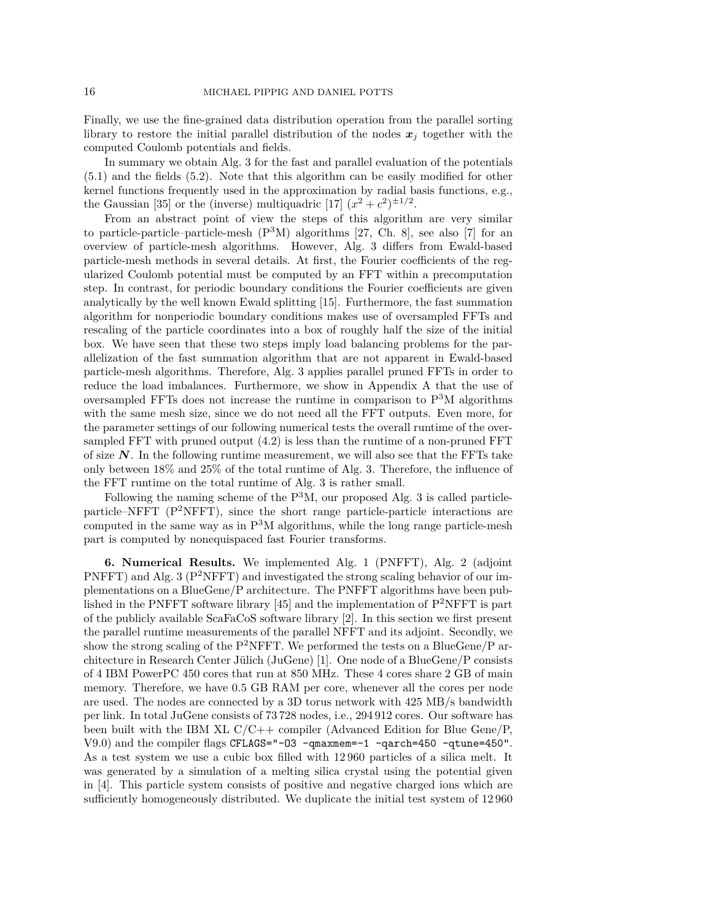Finally, we use the fine-grained data distribution operation from the parallel sorting library to restore the initial parallel distribution of the nodes $\boldsymbol{x}_j$ together with the computed Coulomb potentials and fields.

In summary we obtain Alg. 3 for the fast and parallel evaluation of the potentials (5.1) and the fields (5.2). Note that this algorithm can be easily modified for other kernel functions frequently used in the approximation by radial basis functions, e.g., the Gaussian [35] or the (inverse) multiquadric [17] $(x^2 + c^2)^{\pm 1/2}$.

From an abstract point of view the steps of this algorithm are very similar to particle-particle–particle-mesh ($\mathrm{P^3M}$) algorithms [27, Ch. 8], see also [7] for an overview of particle-mesh algorithms. However, Alg. 3 differs from Ewald-based particle-mesh methods in several details. At first, the Fourier coefficients of the regularized Coulomb potential must be computed by an FFT within a precomputation step. In contrast, for periodic boundary conditions the Fourier coefficients are given analytically by the well known Ewald splitting [15]. Furthermore, the fast summation algorithm for nonperiodic boundary conditions makes use of oversampled FFTs and rescaling of the particle coordinates into a box of roughly half the size of the initial box. We have seen that these two steps imply load balancing problems for the parallelization of the fast summation algorithm that are not apparent in Ewald-based particle-mesh algorithms. Therefore, Alg. 3 applies parallel pruned FFTs in order to reduce the load imbalances. Furthermore, we show in Appendix A that the use of oversampled FFTs does not increase the runtime in comparison to $\mathrm{P^3M}$ algorithms with the same mesh size, since we do not need all the FFT outputs. Even more, for the parameter settings of our following numerical tests the overall runtime of the oversampled FFT with pruned output (4.2) is less than the runtime of a non-pruned FFT of size $\boldsymbol{N}$. In the following runtime measurement, we will also see that the FFTs take only between 18% and 25% of the total runtime of Alg. 3. Therefore, the influence of the FFT runtime on the total runtime of Alg. 3 is rather small.

Following the naming scheme of the $\mathrm{P^3M}$, our proposed Alg. 3 is called particle-particle–NFFT ($\mathrm{P^2NFFT}$), since the short range particle-particle interactions are computed in the same way as in $\mathrm{P^3M}$ algorithms, while the long range particle-mesh part is computed by nonequispaced fast Fourier transforms.

## 6. Numerical Results.

We implemented Alg. 1 (PNFFT), Alg. 2 (adjoint PNFFT) and Alg. 3 ($\mathrm{P^2NFFT}$) and investigated the strong scaling behavior of our implementations on a BlueGene/P architecture. The PNFFT algorithms have been published in the PNFFT software library [45] and the implementation of $\mathrm{P^2NFFT}$ is part of the publicly available ScaFaCoS software library [2]. In this section we first present the parallel runtime measurements of the parallel NFFT and its adjoint. Secondly, we show the strong scaling of the $\mathrm{P^2NFFT}$. We performed the tests on a BlueGene/P architecture in Research Center Jülich (JuGene) [1]. One node of a BlueGene/P consists of 4 IBM PowerPC 450 cores that run at 850 MHz. These 4 cores share 2 GB of main memory. Therefore, we have 0.5 GB RAM per core, whenever all the cores per node are used. The nodes are connected by a 3D torus network with 425 MB/s bandwidth per link. In total JuGene consists of 73 728 nodes, i.e., 294 912 cores. Our software has been built with the IBM XL C/C++ compiler (Advanced Edition for Blue Gene/P, V9.0) and the compiler flags `CFLAGS="-O3 -qmaxmem=-1 -qarch=450 -qtune=450"`. As a test system we use a cubic box filled with 12 960 particles of a silica melt. It was generated by a simulation of a melting silica crystal using the potential given in [4]. This particle system consists of positive and negative charged ions which are sufficiently homogeneously distributed. We duplicate the initial test system of 12 960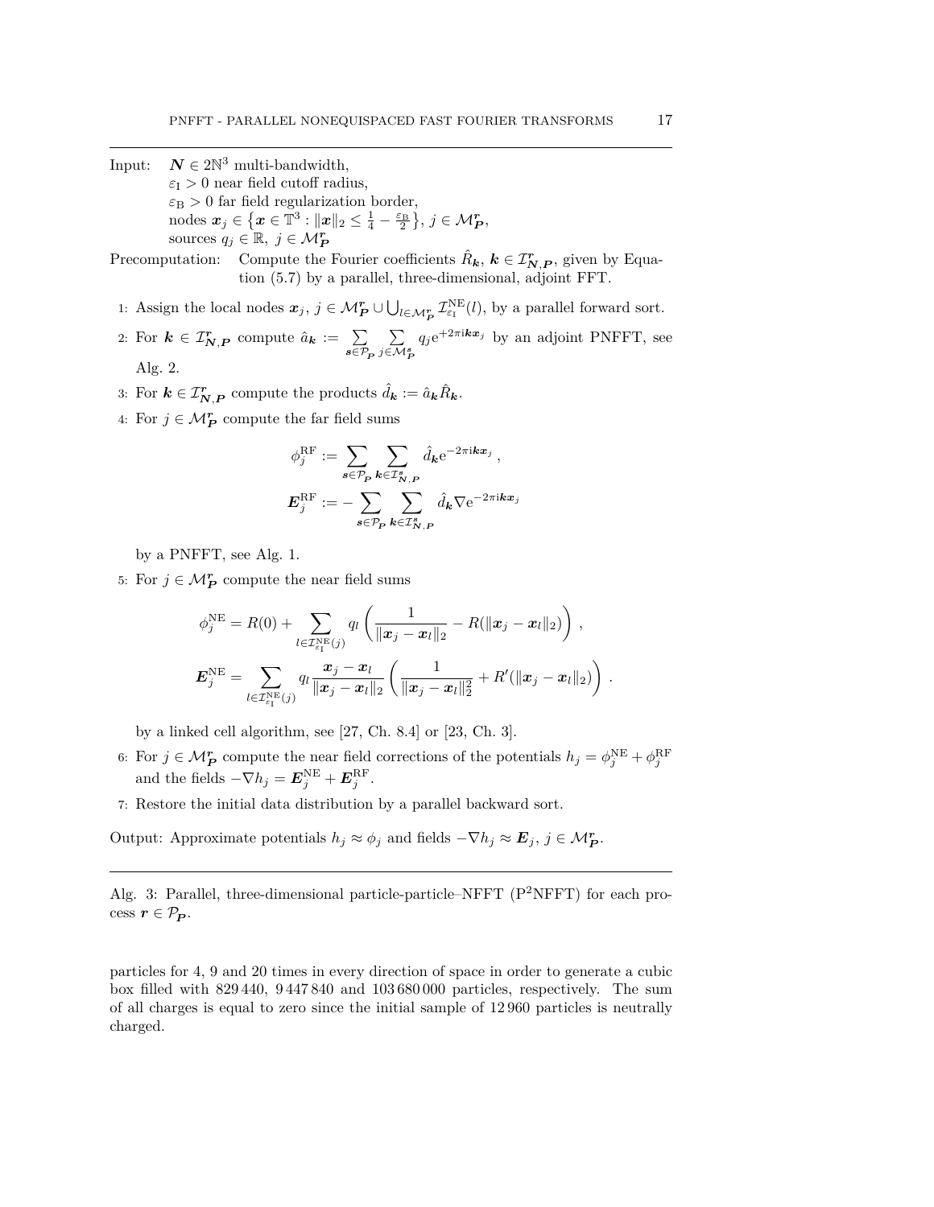Input: $\boldsymbol{N} \in 2\mathbb{N}^3$ multi-bandwidth,
$\varepsilon_{\mathrm{I}} > 0$ near field cutoff radius,
$\varepsilon_{\mathrm{B}} > 0$ far field regularization border,
nodes $\boldsymbol{x}_j \in \left\{\boldsymbol{x} \in \mathbb{T}^3 : \|\boldsymbol{x}\|_2 \le \frac{1}{4} - \frac{\varepsilon_{\mathrm{B}}}{2}\right\}$, $j \in \mathcal{M}_{\boldsymbol{P}}^{\boldsymbol{r}}$,
sources $q_j \in \mathbb{R}$, $j \in \mathcal{M}_{\boldsymbol{P}}^{\boldsymbol{r}}$

Precomputation: Compute the Fourier coefficients $\hat{R}_{\boldsymbol{k}}$, $\boldsymbol{k} \in \mathcal{I}_{\boldsymbol{N},\boldsymbol{P}}^{\boldsymbol{r}}$, given by Equation (5.7) by a parallel, three-dimensional, adjoint FFT.

1: Assign the local nodes $\boldsymbol{x}_j$, $j \in \mathcal{M}_{\boldsymbol{P}}^{\boldsymbol{r}} \cup \bigcup_{l \in \mathcal{M}_{\boldsymbol{P}}^{\boldsymbol{r}}} \mathcal{I}_{\varepsilon_{\mathrm{I}}}^{\mathrm{NE}}(l)$, by a parallel forward sort.

2: For $\boldsymbol{k} \in \mathcal{I}_{\boldsymbol{N},\boldsymbol{P}}^{\boldsymbol{r}}$ compute $\hat{a}_{\boldsymbol{k}} := \sum\limits_{\boldsymbol{s} \in \mathcal{P}_{\boldsymbol{P}}} \sum\limits_{j \in \mathcal{M}_{\boldsymbol{P}}^{\boldsymbol{s}}} q_j \mathrm{e}^{+2\pi\mathrm{i}\boldsymbol{k}\boldsymbol{x}_j}$ by an adjoint PNFFT, see Alg. 2.

3: For $\boldsymbol{k} \in \mathcal{I}_{\boldsymbol{N},\boldsymbol{P}}^{\boldsymbol{r}}$ compute the products $\hat{d}_{\boldsymbol{k}} := \hat{a}_{\boldsymbol{k}} \hat{R}_{\boldsymbol{k}}$.

4: For $j \in \mathcal{M}_{\boldsymbol{P}}^{\boldsymbol{r}}$ compute the far field sums

$$\phi_j^{\mathrm{RF}} := \sum_{\boldsymbol{s} \in \mathcal{P}_{\boldsymbol{P}}} \sum_{\boldsymbol{k} \in \mathcal{I}_{\boldsymbol{N},\boldsymbol{P}}^{\boldsymbol{s}}} \hat{d}_{\boldsymbol{k}} \mathrm{e}^{-2\pi\mathrm{i}\boldsymbol{k}\boldsymbol{x}_j}\,,$$

$$\boldsymbol{E}_j^{\mathrm{RF}} := -\sum_{\boldsymbol{s} \in \mathcal{P}_{\boldsymbol{P}}} \sum_{\boldsymbol{k} \in \mathcal{I}_{\boldsymbol{N},\boldsymbol{P}}^{\boldsymbol{s}}} \hat{d}_{\boldsymbol{k}} \nabla \mathrm{e}^{-2\pi\mathrm{i}\boldsymbol{k}\boldsymbol{x}_j}$$

by a PNFFT, see Alg. 1.

5: For $j \in \mathcal{M}_{\boldsymbol{P}}^{\boldsymbol{r}}$ compute the near field sums

$$\phi_j^{\mathrm{NE}} = R(0) + \sum_{l \in \mathcal{I}_{\varepsilon_{\mathrm{I}}}^{\mathrm{NE}}(j)} q_l \left( \frac{1}{\|\boldsymbol{x}_j - \boldsymbol{x}_l\|_2} - R(\|\boldsymbol{x}_j - \boldsymbol{x}_l\|_2) \right)\,,$$

$$\boldsymbol{E}_j^{\mathrm{NE}} = \sum_{l \in \mathcal{I}_{\varepsilon_{\mathrm{I}}}^{\mathrm{NE}}(j)} q_l \frac{\boldsymbol{x}_j - \boldsymbol{x}_l}{\|\boldsymbol{x}_j - \boldsymbol{x}_l\|_2} \left( \frac{1}{\|\boldsymbol{x}_j - \boldsymbol{x}_l\|_2^2} + R'(\|\boldsymbol{x}_j - \boldsymbol{x}_l\|_2) \right)\,.$$

by a linked cell algorithm, see [27, Ch. 8.4] or [23, Ch. 3].

6: For $j \in \mathcal{M}_{\boldsymbol{P}}^{\boldsymbol{r}}$ compute the near field corrections of the potentials $h_j = \phi_j^{\mathrm{NE}} + \phi_j^{\mathrm{RF}}$ and the fields $-\nabla h_j = \boldsymbol{E}_j^{\mathrm{NE}} + \boldsymbol{E}_j^{\mathrm{RF}}$.

7: Restore the initial data distribution by a parallel backward sort.

Output: Approximate potentials $h_j \approx \phi_j$ and fields $-\nabla h_j \approx \boldsymbol{E}_j$, $j \in \mathcal{M}_{\boldsymbol{P}}^{\boldsymbol{r}}$.

Alg. 3: Parallel, three-dimensional particle-particle–NFFT (P$^2$NFFT) for each process $\boldsymbol{r} \in \mathcal{P}_{\boldsymbol{P}}$.

particles for 4, 9 and 20 times in every direction of space in order to generate a cubic box filled with 829 440, 9 447 840 and 103 680 000 particles, respectively. The sum of all charges is equal to zero since the initial sample of 12 960 particles is neutrally charged.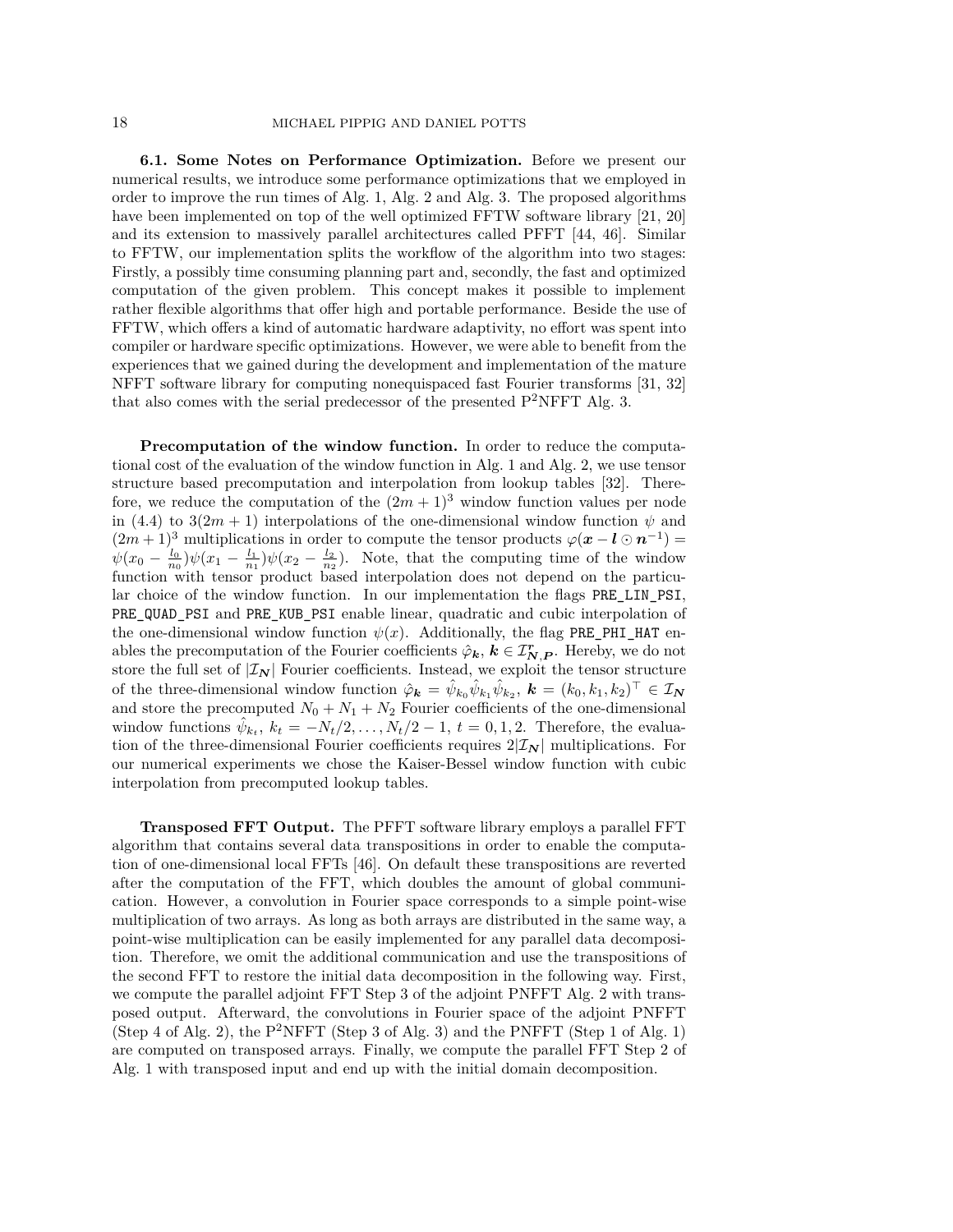**6.1. Some Notes on Performance Optimization.** Before we present our numerical results, we introduce some performance optimizations that we employed in order to improve the run times of Alg. 1, Alg. 2 and Alg. 3. The proposed algorithms have been implemented on top of the well optimized FFTW software library [21, 20] and its extension to massively parallel architectures called PFFT [44, 46]. Similar to FFTW, our implementation splits the workflow of the algorithm into two stages: Firstly, a possibly time consuming planning part and, secondly, the fast and optimized computation of the given problem. This concept makes it possible to implement rather flexible algorithms that offer high and portable performance. Beside the use of FFTW, which offers a kind of automatic hardware adaptivity, no effort was spent into compiler or hardware specific optimizations. However, we were able to benefit from the experiences that we gained during the development and implementation of the mature NFFT software library for computing nonequispaced fast Fourier transforms [31, 32] that also comes with the serial predecessor of the presented $\mathrm{P^2NFFT}$ Alg. 3.

**Precomputation of the window function.** In order to reduce the computational cost of the evaluation of the window function in Alg. 1 and Alg. 2, we use tensor structure based precomputation and interpolation from lookup tables [32]. Therefore, we reduce the computation of the $(2m+1)^3$ window function values per node in (4.4) to $3(2m+1)$ interpolations of the one-dimensional window function $\psi$ and $(2m+1)^3$ multiplications in order to compute the tensor products $\varphi(\boldsymbol{x} - \boldsymbol{l} \odot \boldsymbol{n}^{-1}) = \psi(x_0 - \frac{l_0}{n_0})\psi(x_1 - \frac{l_1}{n_1})\psi(x_2 - \frac{l_2}{n_2})$. Note, that the computing time of the window function with tensor product based interpolation does not depend on the particular choice of the window function. In our implementation the flags `PRE_LIN_PSI`, `PRE_QUAD_PSI` and `PRE_KUB_PSI` enable linear, quadratic and cubic interpolation of the one-dimensional window function $\psi(x)$. Additionally, the flag `PRE_PHI_HAT` enables the precomputation of the Fourier coefficients $\hat{\varphi}_{\boldsymbol{k}}$, $\boldsymbol{k} \in \mathcal{I}^r_{\boldsymbol{N},\boldsymbol{P}}$. Hereby, we do not store the full set of $|\mathcal{I}_{\boldsymbol{N}}|$ Fourier coefficients. Instead, we exploit the tensor structure of the three-dimensional window function $\hat{\varphi}_{\boldsymbol{k}} = \hat{\psi}_{k_0}\hat{\psi}_{k_1}\hat{\psi}_{k_2}$, $\boldsymbol{k} = (k_0, k_1, k_2)^\top \in \mathcal{I}_{\boldsymbol{N}}$ and store the precomputed $N_0 + N_1 + N_2$ Fourier coefficients of the one-dimensional window functions $\hat{\psi}_{k_t}$, $k_t = -N_t/2, \ldots, N_t/2 - 1$, $t = 0, 1, 2$. Therefore, the evaluation of the three-dimensional Fourier coefficients requires $2|\mathcal{I}_{\boldsymbol{N}}|$ multiplications. For our numerical experiments we chose the Kaiser-Bessel window function with cubic interpolation from precomputed lookup tables.

**Transposed FFT Output.** The PFFT software library employs a parallel FFT algorithm that contains several data transpositions in order to enable the computation of one-dimensional local FFTs [46]. On default these transpositions are reverted after the computation of the FFT, which doubles the amount of global communication. However, a convolution in Fourier space corresponds to a simple point-wise multiplication of two arrays. As long as both arrays are distributed in the same way, a point-wise multiplication can be easily implemented for any parallel data decomposition. Therefore, we omit the additional communication and use the transpositions of the second FFT to restore the initial data decomposition in the following way. First, we compute the parallel adjoint FFT Step 3 of the adjoint PNFFT Alg. 2 with transposed output. Afterward, the convolutions in Fourier space of the adjoint PNFFT (Step 4 of Alg. 2), the $\mathrm{P^2NFFT}$ (Step 3 of Alg. 3) and the PNFFT (Step 1 of Alg. 1) are computed on transposed arrays. Finally, we compute the parallel FFT Step 2 of Alg. 1 with transposed input and end up with the initial domain decomposition.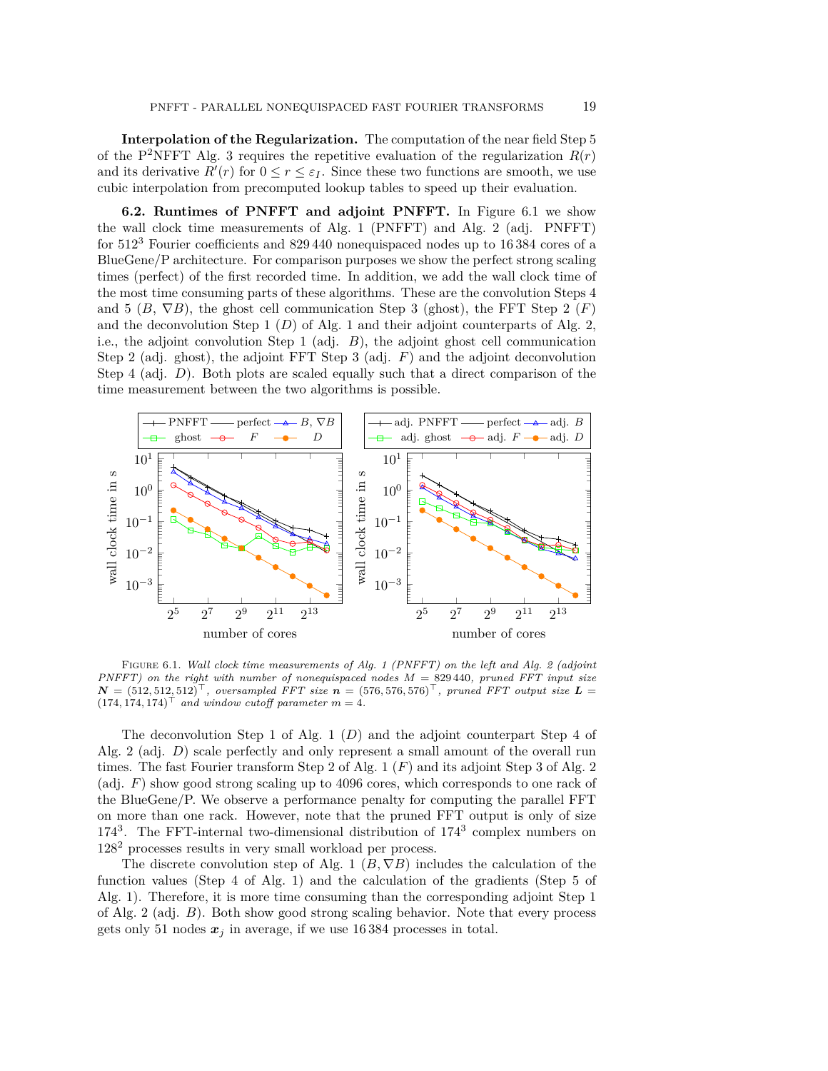**Interpolation of the Regularization.** The computation of the near field Step 5 of the P$^2$NFFT Alg. 3 requires the repetitive evaluation of the regularization $R(r)$ and its derivative $R'(r)$ for $0 \le r \le \varepsilon_I$. Since these two functions are smooth, we use cubic interpolation from precomputed lookup tables to speed up their evaluation.

**6.2. Runtimes of PNFFT and adjoint PNFFT.** In Figure 6.1 we show the wall clock time measurements of Alg. 1 (PNFFT) and Alg. 2 (adj. PNFFT) for $512^3$ Fourier coefficients and 829 440 nonequispaced nodes up to 16 384 cores of a BlueGene/P architecture. For comparison purposes we show the perfect strong scaling times (perfect) of the first recorded time. In addition, we add the wall clock time of the most time consuming parts of these algorithms. These are the convolution Steps 4 and 5 ($B$, $\nabla B$), the ghost cell communication Step 3 (ghost), the FFT Step 2 ($F$) and the deconvolution Step 1 ($D$) of Alg. 1 and their adjoint counterparts of Alg. 2, i.e., the adjoint convolution Step 1 (adj. $B$), the adjoint ghost cell communication Step 2 (adj. ghost), the adjoint FFT Step 3 (adj. $F$) and the adjoint deconvolution Step 4 (adj. $D$). Both plots are scaled equally such that a direct comparison of the time measurement between the two algorithms is possible.

FIGURE 6.1. *Wall clock time measurements of Alg. 1 (PNFFT) on the left and Alg. 2 (adjoint PNFFT) on the right with number of nonequispaced nodes $M = 829\,440$, pruned FFT input size $\boldsymbol{N} = (512, 512, 512)^\top$, oversampled FFT size $\boldsymbol{n} = (576, 576, 576)^\top$, pruned FFT output size $\boldsymbol{L} = (174, 174, 174)^\top$ and window cutoff parameter $m = 4$.*

The deconvolution Step 1 of Alg. 1 ($D$) and the adjoint counterpart Step 4 of Alg. 2 (adj. $D$) scale perfectly and only represent a small amount of the overall run times. The fast Fourier transform Step 2 of Alg. 1 ($F$) and its adjoint Step 3 of Alg. 2 (adj. $F$) show good strong scaling up to 4096 cores, which corresponds to one rack of the BlueGene/P. We observe a performance penalty for computing the parallel FFT on more than one rack. However, note that the pruned FFT output is only of size $174^3$. The FFT-internal two-dimensional distribution of $174^3$ complex numbers on $128^2$ processes results in very small workload per process.

The discrete convolution step of Alg. 1 ($B, \nabla B$) includes the calculation of the function values (Step 4 of Alg. 1) and the calculation of the gradients (Step 5 of Alg. 1). Therefore, it is more time consuming than the corresponding adjoint Step 1 of Alg. 2 (adj. $B$). Both show good strong scaling behavior. Note that every process gets only 51 nodes $\boldsymbol{x}_j$ in average, if we use 16 384 processes in total.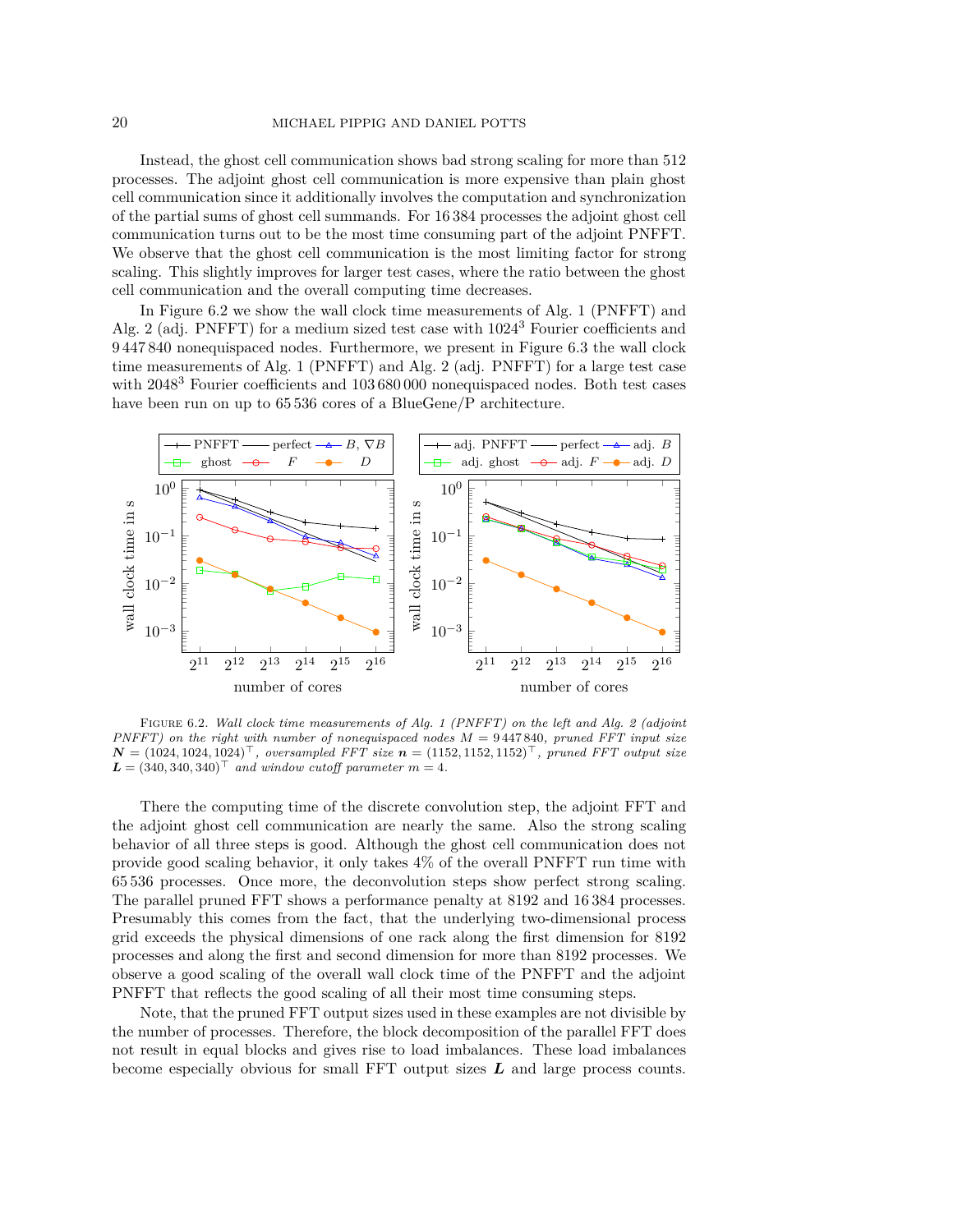Instead, the ghost cell communication shows bad strong scaling for more than 512 processes. The adjoint ghost cell communication is more expensive than plain ghost cell communication since it additionally involves the computation and synchronization of the partial sums of ghost cell summands. For 16 384 processes the adjoint ghost cell communication turns out to be the most time consuming part of the adjoint PNFFT. We observe that the ghost cell communication is the most limiting factor for strong scaling. This slightly improves for larger test cases, where the ratio between the ghost cell communication and the overall computing time decreases.

In Figure 6.2 we show the wall clock time measurements of Alg. 1 (PNFFT) and Alg. 2 (adj. PNFFT) for a medium sized test case with $1024^3$ Fourier coefficients and 9 447 840 nonequispaced nodes. Furthermore, we present in Figure 6.3 the wall clock time measurements of Alg. 1 (PNFFT) and Alg. 2 (adj. PNFFT) for a large test case with $2048^3$ Fourier coefficients and 103 680 000 nonequispaced nodes. Both test cases have been run on up to 65 536 cores of a BlueGene/P architecture.

Figure 6.2. *Wall clock time measurements of Alg. 1 (PNFFT) on the left and Alg. 2 (adjoint PNFFT) on the right with number of nonequispaced nodes $M = 9\,447\,840$, pruned FFT input size $\boldsymbol{N} = (1024, 1024, 1024)^\top$, oversampled FFT size $\boldsymbol{n} = (1152, 1152, 1152)^\top$, pruned FFT output size $\boldsymbol{L} = (340, 340, 340)^\top$ and window cutoff parameter $m = 4$.*

There the computing time of the discrete convolution step, the adjoint FFT and the adjoint ghost cell communication are nearly the same. Also the strong scaling behavior of all three steps is good. Although the ghost cell communication does not provide good scaling behavior, it only takes 4% of the overall PNFFT run time with 65 536 processes. Once more, the deconvolution steps show perfect strong scaling. The parallel pruned FFT shows a performance penalty at 8192 and 16 384 processes. Presumably this comes from the fact, that the underlying two-dimensional process grid exceeds the physical dimensions of one rack along the first dimension for 8192 processes and along the first and second dimension for more than 8192 processes. We observe a good scaling of the overall wall clock time of the PNFFT and the adjoint PNFFT that reflects the good scaling of all their most time consuming steps.

Note, that the pruned FFT output sizes used in these examples are not divisible by the number of processes. Therefore, the block decomposition of the parallel FFT does not result in equal blocks and gives rise to load imbalances. These load imbalances become especially obvious for small FFT output sizes $\boldsymbol{L}$ and large process counts.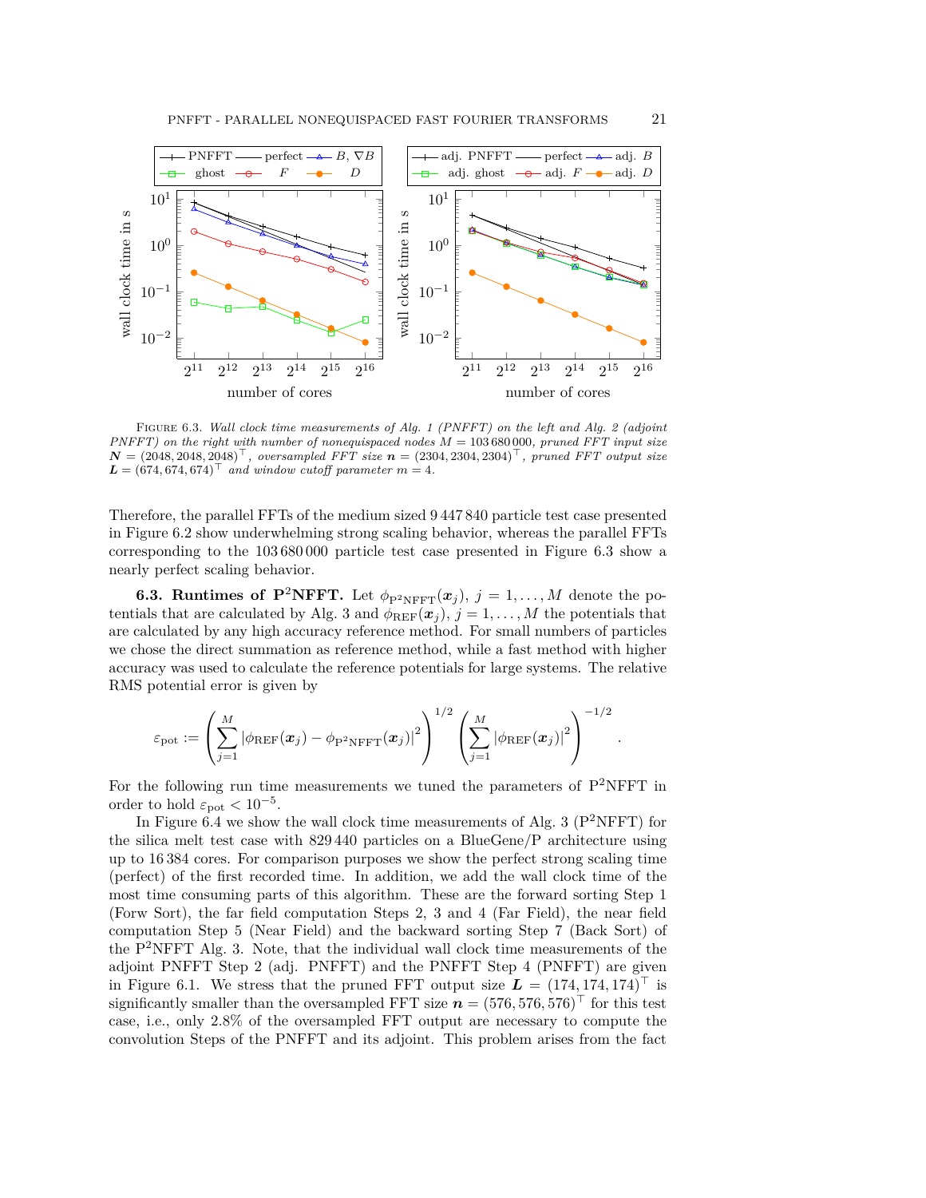FIGURE 6.3. *Wall clock time measurements of Alg. 1 (PNFFT) on the left and Alg. 2 (adjoint PNFFT) on the right with number of nonequispaced nodes $M = 103\,680\,000$, pruned FFT input size $\boldsymbol{N} = (2048, 2048, 2048)^\top$, oversampled FFT size $\boldsymbol{n} = (2304, 2304, 2304)^\top$, pruned FFT output size $\boldsymbol{L} = (674, 674, 674)^\top$ and window cutoff parameter $m = 4$.*

Therefore, the parallel FFTs of the medium sized 9 447 840 particle test case presented in Figure 6.2 show underwhelming strong scaling behavior, whereas the parallel FFTs corresponding to the 103 680 000 particle test case presented in Figure 6.3 show a nearly perfect scaling behavior.

**6.3. Runtimes of P$^2$NFFT.** Let $\phi_{\mathrm{P^2NFFT}}(\boldsymbol{x}_j)$, $j = 1, \ldots, M$ denote the potentials that are calculated by Alg. 3 and $\phi_{\mathrm{REF}}(\boldsymbol{x}_j)$, $j = 1, \ldots, M$ the potentials that are calculated by any high accuracy reference method. For small numbers of particles we chose the direct summation as reference method, while a fast method with higher accuracy was used to calculate the reference potentials for large systems. The relative RMS potential error is given by

$$\varepsilon_{\mathrm{pot}} := \left( \sum_{j=1}^{M} \left| \phi_{\mathrm{REF}}(\boldsymbol{x}_j) - \phi_{\mathrm{P^2NFFT}}(\boldsymbol{x}_j) \right|^2 \right)^{1/2} \left( \sum_{j=1}^{M} \left| \phi_{\mathrm{REF}}(\boldsymbol{x}_j) \right|^2 \right)^{-1/2}.$$

For the following run time measurements we tuned the parameters of P$^2$NFFT in order to hold $\varepsilon_{\mathrm{pot}} < 10^{-5}$.

In Figure 6.4 we show the wall clock time measurements of Alg. 3 (P$^2$NFFT) for the silica melt test case with 829 440 particles on a BlueGene/P architecture using up to 16 384 cores. For comparison purposes we show the perfect strong scaling time (perfect) of the first recorded time. In addition, we add the wall clock time of the most time consuming parts of this algorithm. These are the forward sorting Step 1 (Forw Sort), the far field computation Steps 2, 3 and 4 (Far Field), the near field computation Step 5 (Near Field) and the backward sorting Step 7 (Back Sort) of the P$^2$NFFT Alg. 3. Note, that the individual wall clock time measurements of the adjoint PNFFT Step 2 (adj. PNFFT) and the PNFFT Step 4 (PNFFT) are given in Figure 6.1. We stress that the pruned FFT output size $\boldsymbol{L} = (174, 174, 174)^\top$ is significantly smaller than the oversampled FFT size $\boldsymbol{n} = (576, 576, 576)^\top$ for this test case, i.e., only 2.8% of the oversampled FFT output are necessary to compute the convolution Steps of the PNFFT and its adjoint. This problem arises from the fact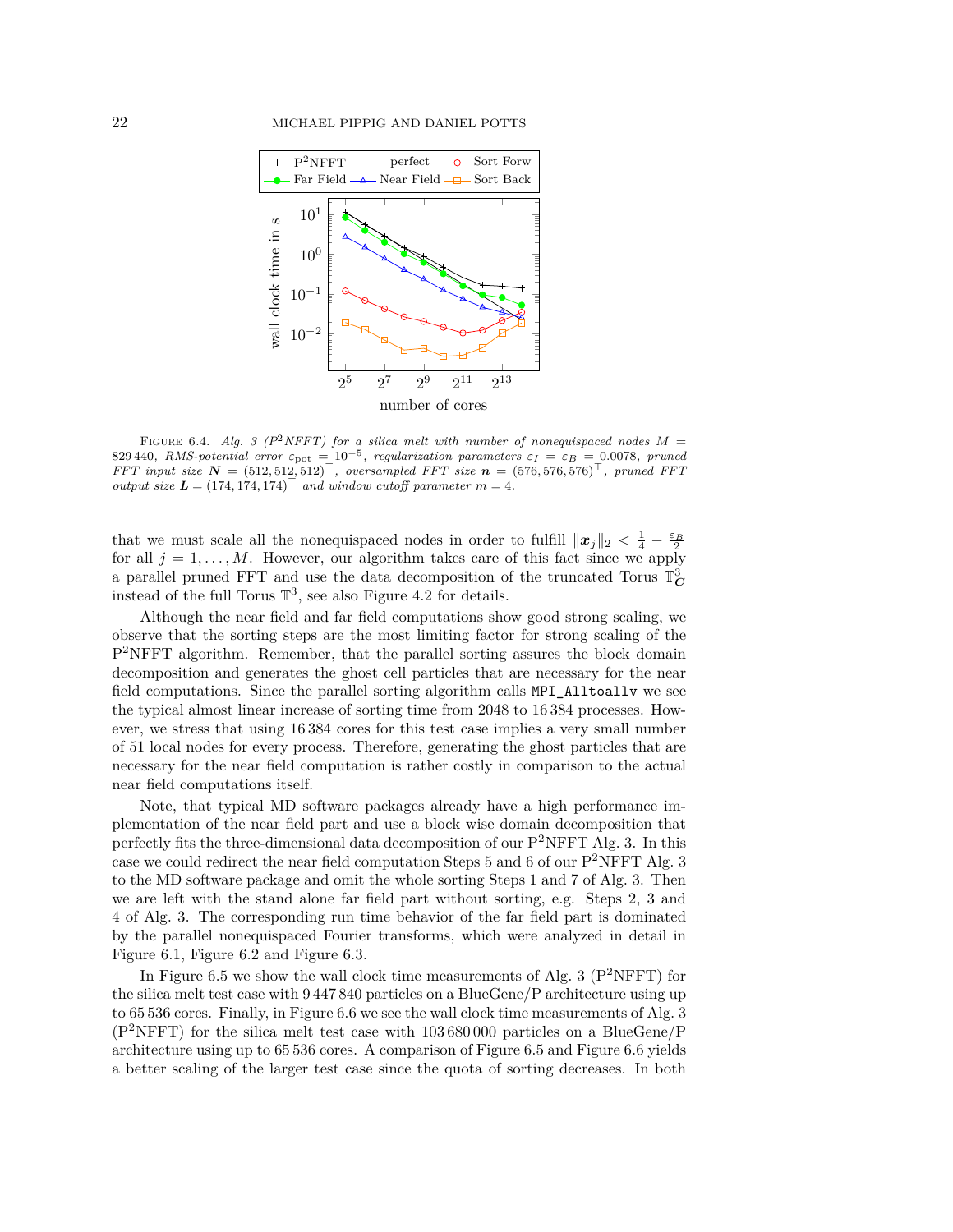FIGURE 6.4. *Alg. 3 ($P^2$NFFT) for a silica melt with number of nonequispaced nodes $M = 829\,440$, RMS-potential error $\varepsilon_{\text{pot}} = 10^{-5}$, regularization parameters $\varepsilon_I = \varepsilon_B = 0.0078$, pruned FFT input size $\boldsymbol{N} = (512, 512, 512)^\top$, oversampled FFT size $\boldsymbol{n} = (576, 576, 576)^\top$, pruned FFT output size $\boldsymbol{L} = (174, 174, 174)^\top$ and window cutoff parameter $m = 4$.*

that we must scale all the nonequispaced nodes in order to fulfill $\|\boldsymbol{x}_j\|_2 < \frac{1}{4} - \frac{\varepsilon_B}{2}$ for all $j = 1, \ldots, M$. However, our algorithm takes care of this fact since we apply a parallel pruned FFT and use the data decomposition of the truncated Torus $\mathbb{T}^3_{\boldsymbol{C}}$ instead of the full Torus $\mathbb{T}^3$, see also Figure 4.2 for details.

Although the near field and far field computations show good strong scaling, we observe that the sorting steps are the most limiting factor for strong scaling of the $P^2$NFFT algorithm. Remember, that the parallel sorting assures the block domain decomposition and generates the ghost cell particles that are necessary for the near field computations. Since the parallel sorting algorithm calls `MPI_Alltoallv` we see the typical almost linear increase of sorting time from 2048 to 16 384 processes. However, we stress that using 16 384 cores for this test case implies a very small number of 51 local nodes for every process. Therefore, generating the ghost particles that are necessary for the near field computation is rather costly in comparison to the actual near field computations itself.

Note, that typical MD software packages already have a high performance implementation of the near field part and use a block wise domain decomposition that perfectly fits the three-dimensional data decomposition of our $P^2$NFFT Alg. 3. In this case we could redirect the near field computation Steps 5 and 6 of our $P^2$NFFT Alg. 3 to the MD software package and omit the whole sorting Steps 1 and 7 of Alg. 3. Then we are left with the stand alone far field part without sorting, e.g. Steps 2, 3 and 4 of Alg. 3. The corresponding run time behavior of the far field part is dominated by the parallel nonequispaced Fourier transforms, which were analyzed in detail in Figure 6.1, Figure 6.2 and Figure 6.3.

In Figure 6.5 we show the wall clock time measurements of Alg. 3 ($P^2$NFFT) for the silica melt test case with 9 447 840 particles on a BlueGene/P architecture using up to 65 536 cores. Finally, in Figure 6.6 we see the wall clock time measurements of Alg. 3 ($P^2$NFFT) for the silica melt test case with 103 680 000 particles on a BlueGene/P architecture using up to 65 536 cores. A comparison of Figure 6.5 and Figure 6.6 yields a better scaling of the larger test case since the quota of sorting decreases. In both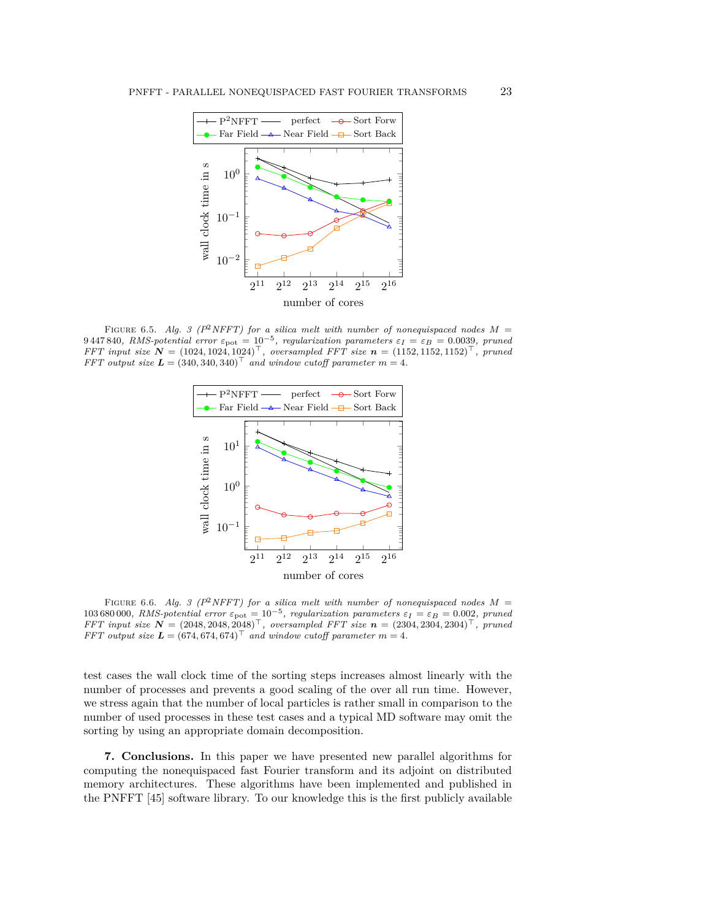FIGURE 6.5. *Alg. 3 ($P^2NFFT$) for a silica melt with number of nonequispaced nodes $M = 9\,447\,840$, RMS-potential error $\varepsilon_{\text{pot}} = 10^{-5}$, regularization parameters $\varepsilon_I = \varepsilon_B = 0.0039$, pruned FFT input size $\boldsymbol{N} = (1024, 1024, 1024)^\top$, oversampled FFT size $\boldsymbol{n} = (1152, 1152, 1152)^\top$, pruned FFT output size $\boldsymbol{L} = (340, 340, 340)^\top$ and window cutoff parameter $m = 4$.*

FIGURE 6.6. *Alg. 3 ($P^2NFFT$) for a silica melt with number of nonequispaced nodes $M = 103\,680\,000$, RMS-potential error $\varepsilon_{\text{pot}} = 10^{-5}$, regularization parameters $\varepsilon_I = \varepsilon_B = 0.002$, pruned FFT input size $\boldsymbol{N} = (2048, 2048, 2048)^\top$, oversampled FFT size $\boldsymbol{n} = (2304, 2304, 2304)^\top$, pruned FFT output size $\boldsymbol{L} = (674, 674, 674)^\top$ and window cutoff parameter $m = 4$.*

test cases the wall clock time of the sorting steps increases almost linearly with the number of processes and prevents a good scaling of the over all run time. However, we stress again that the number of local particles is rather small in comparison to the number of used processes in these test cases and a typical MD software may omit the sorting by using an appropriate domain decomposition.

**7. Conclusions.** In this paper we have presented new parallel algorithms for computing the nonequispaced fast Fourier transform and its adjoint on distributed memory architectures. These algorithms have been implemented and published in the PNFFT [45] software library. To our knowledge this is the first publicly available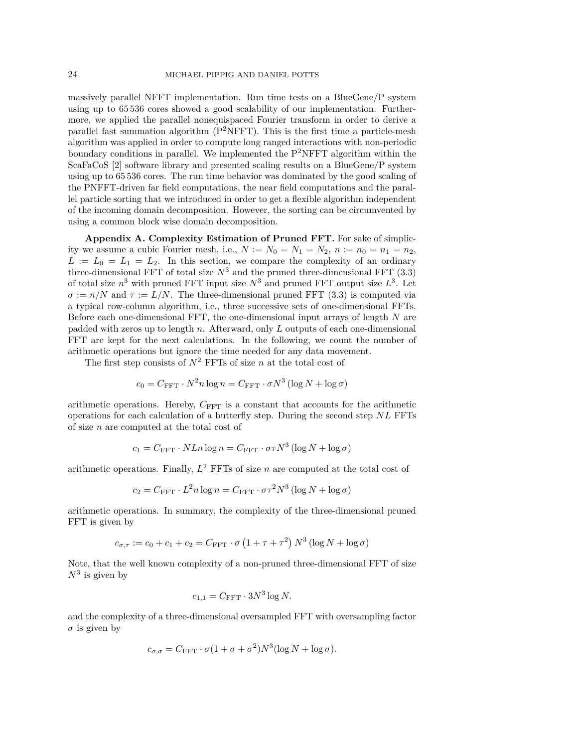massively parallel NFFT implementation. Run time tests on a BlueGene/P system using up to 65 536 cores showed a good scalability of our implementation. Furthermore, we applied the parallel nonequispaced Fourier transform in order to derive a parallel fast summation algorithm ($\mathrm{P}^2$NFFT). This is the first time a particle-mesh algorithm was applied in order to compute long ranged interactions with non-periodic boundary conditions in parallel. We implemented the $\mathrm{P}^2$NFFT algorithm within the ScaFaCoS [2] software library and presented scaling results on a BlueGene/P system using up to 65 536 cores. The run time behavior was dominated by the good scaling of the PNFFT-driven far field computations, the near field computations and the parallel particle sorting that we introduced in order to get a flexible algorithm independent of the incoming domain decomposition. However, the sorting can be circumvented by using a common block wise domain decomposition.

**Appendix A. Complexity Estimation of Pruned FFT.** For sake of simplicity we assume a cubic Fourier mesh, i.e., $N := N_0 = N_1 = N_2$, $n := n_0 = n_1 = n_2$, $L := L_0 = L_1 = L_2$. In this section, we compare the complexity of an ordinary three-dimensional FFT of total size $N^3$ and the pruned three-dimensional FFT (3.3) of total size $n^3$ with pruned FFT input size $N^3$ and pruned FFT output size $L^3$. Let $\sigma := n/N$ and $\tau := L/N$. The three-dimensional pruned FFT (3.3) is computed via a typical row-column algorithm, i.e., three successive sets of one-dimensional FFTs. Before each one-dimensional FFT, the one-dimensional input arrays of length $N$ are padded with zeros up to length $n$. Afterward, only $L$ outputs of each one-dimensional FFT are kept for the next calculations. In the following, we count the number of arithmetic operations but ignore the time needed for any data movement.

The first step consists of $N^2$ FFTs of size $n$ at the total cost of

$$c_0 = C_{\mathrm{FFT}} \cdot N^2 n \log n = C_{\mathrm{FFT}} \cdot \sigma N^3 \left(\log N + \log \sigma\right)$$

arithmetic operations. Hereby, $C_{\mathrm{FFT}}$ is a constant that accounts for the arithmetic operations for each calculation of a butterfly step. During the second step $NL$ FFTs of size $n$ are computed at the total cost of

$$c_1 = C_{\mathrm{FFT}} \cdot NLn \log n = C_{\mathrm{FFT}} \cdot \sigma\tau N^3 \left(\log N + \log \sigma\right)$$

arithmetic operations. Finally, $L^2$ FFTs of size $n$ are computed at the total cost of

$$c_2 = C_{\mathrm{FFT}} \cdot L^2 n \log n = C_{\mathrm{FFT}} \cdot \sigma\tau^2 N^3 \left(\log N + \log \sigma\right)$$

arithmetic operations. In summary, the complexity of the three-dimensional pruned FFT is given by

$$c_{\sigma,\tau} := c_0 + c_1 + c_2 = C_{\mathrm{FFT}} \cdot \sigma \left(1 + \tau + \tau^2\right) N^3 \left(\log N + \log \sigma\right)$$

Note, that the well known complexity of a non-pruned three-dimensional FFT of size $N^3$ is given by

$$c_{1,1} = C_{\mathrm{FFT}} \cdot 3N^3 \log N.$$

and the complexity of a three-dimensional oversampled FFT with oversampling factor $\sigma$ is given by

$$c_{\sigma,\sigma} = C_{\mathrm{FFT}} \cdot \sigma(1 + \sigma + \sigma^2) N^3 (\log N + \log \sigma).$$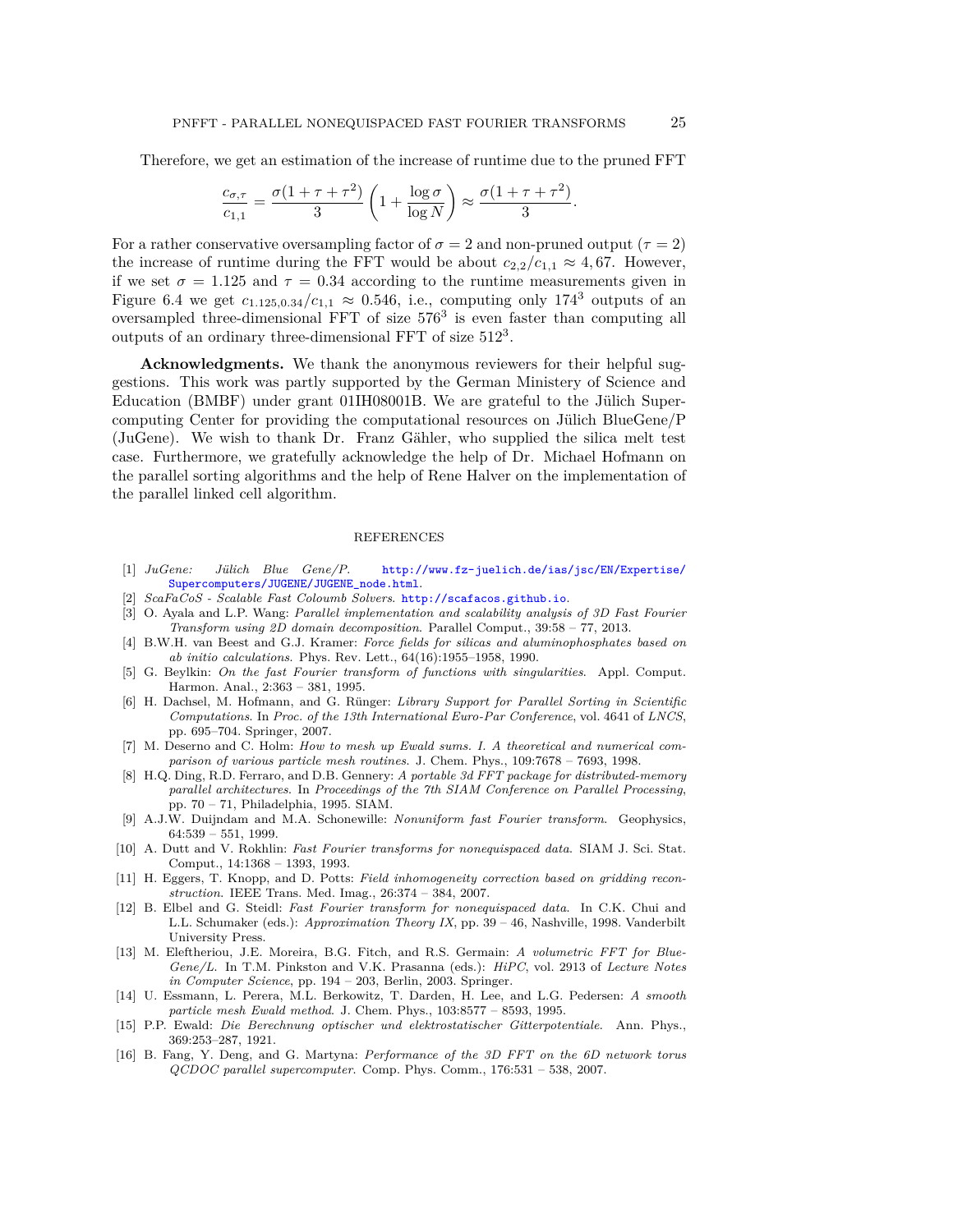Therefore, we get an estimation of the increase of runtime due to the pruned FFT

$$\frac{c_{\sigma,\tau}}{c_{1,1}} = \frac{\sigma(1+\tau+\tau^2)}{3}\left(1+\frac{\log\sigma}{\log N}\right) \approx \frac{\sigma(1+\tau+\tau^2)}{3}.$$

For a rather conservative oversampling factor of $\sigma = 2$ and non-pruned output ($\tau = 2$) the increase of runtime during the FFT would be about $c_{2,2}/c_{1,1} \approx 4,67$. However, if we set $\sigma = 1.125$ and $\tau = 0.34$ according to the runtime measurements given in Figure 6.4 we get $c_{1.125,0.34}/c_{1,1} \approx 0.546$, i.e., computing only $174^3$ outputs of an oversampled three-dimensional FFT of size $576^3$ is even faster than computing all outputs of an ordinary three-dimensional FFT of size $512^3$.

**Acknowledgments.** We thank the anonymous reviewers for their helpful suggestions. This work was partly supported by the German Ministery of Science and Education (BMBF) under grant 01IH08001B. We are grateful to the Jülich Supercomputing Center for providing the computational resources on Jülich BlueGene/P (JuGene). We wish to thank Dr. Franz Gähler, who supplied the silica melt test case. Furthermore, we gratefully acknowledge the help of Dr. Michael Hofmann on the parallel sorting algorithms and the help of Rene Halver on the implementation of the parallel linked cell algorithm.

## REFERENCES

[1] *JuGene: Jülich Blue Gene/P.* http://www.fz-juelich.de/ias/jsc/EN/Expertise/Supercomputers/JUGENE/JUGENE_node.html.

[2] *ScaFaCoS - Scalable Fast Coloumb Solvers.* http://scafacos.github.io.

[3] O. Ayala and L.P. Wang: *Parallel implementation and scalability analysis of 3D Fast Fourier Transform using 2D domain decomposition.* Parallel Comput., 39:58 – 77, 2013.

[4] B.W.H. van Beest and G.J. Kramer: *Force fields for silicas and aluminophosphates based on ab initio calculations.* Phys. Rev. Lett., 64(16):1955–1958, 1990.

[5] G. Beylkin: *On the fast Fourier transform of functions with singularities.* Appl. Comput. Harmon. Anal., 2:363 – 381, 1995.

[6] H. Dachsel, M. Hofmann, and G. Rünger: *Library Support for Parallel Sorting in Scientific Computations.* In *Proc. of the 13th International Euro-Par Conference*, vol. 4641 of *LNCS*, pp. 695–704. Springer, 2007.

[7] M. Deserno and C. Holm: *How to mesh up Ewald sums. I. A theoretical and numerical comparison of various particle mesh routines.* J. Chem. Phys., 109:7678 – 7693, 1998.

[8] H.Q. Ding, R.D. Ferraro, and D.B. Gennery: *A portable 3d FFT package for distributed-memory parallel architectures.* In *Proceedings of the 7th SIAM Conference on Parallel Processing*, pp. 70 – 71, Philadelphia, 1995. SIAM.

[9] A.J.W. Duijndam and M.A. Schonewille: *Nonuniform fast Fourier transform.* Geophysics, 64:539 – 551, 1999.

[10] A. Dutt and V. Rokhlin: *Fast Fourier transforms for nonequispaced data.* SIAM J. Sci. Stat. Comput., 14:1368 – 1393, 1993.

[11] H. Eggers, T. Knopp, and D. Potts: *Field inhomogeneity correction based on gridding reconstruction.* IEEE Trans. Med. Imag., 26:374 – 384, 2007.

[12] B. Elbel and G. Steidl: *Fast Fourier transform for nonequispaced data.* In C.K. Chui and L.L. Schumaker (eds.): *Approximation Theory IX*, pp. 39 – 46, Nashville, 1998. Vanderbilt University Press.

[13] M. Eleftheriou, J.E. Moreira, B.G. Fitch, and R.S. Germain: *A volumetric FFT for BlueGene/L.* In T.M. Pinkston and V.K. Prasanna (eds.): *HiPC*, vol. 2913 of *Lecture Notes in Computer Science*, pp. 194 – 203, Berlin, 2003. Springer.

[14] U. Essmann, L. Perera, M.L. Berkowitz, T. Darden, H. Lee, and L.G. Pedersen: *A smooth particle mesh Ewald method.* J. Chem. Phys., 103:8577 – 8593, 1995.

[15] P.P. Ewald: *Die Berechnung optischer und elektrostatischer Gitterpotentiale.* Ann. Phys., 369:253–287, 1921.

[16] B. Fang, Y. Deng, and G. Martyna: *Performance of the 3D FFT on the 6D network torus QCDOC parallel supercomputer.* Comp. Phys. Comm., 176:531 – 538, 2007.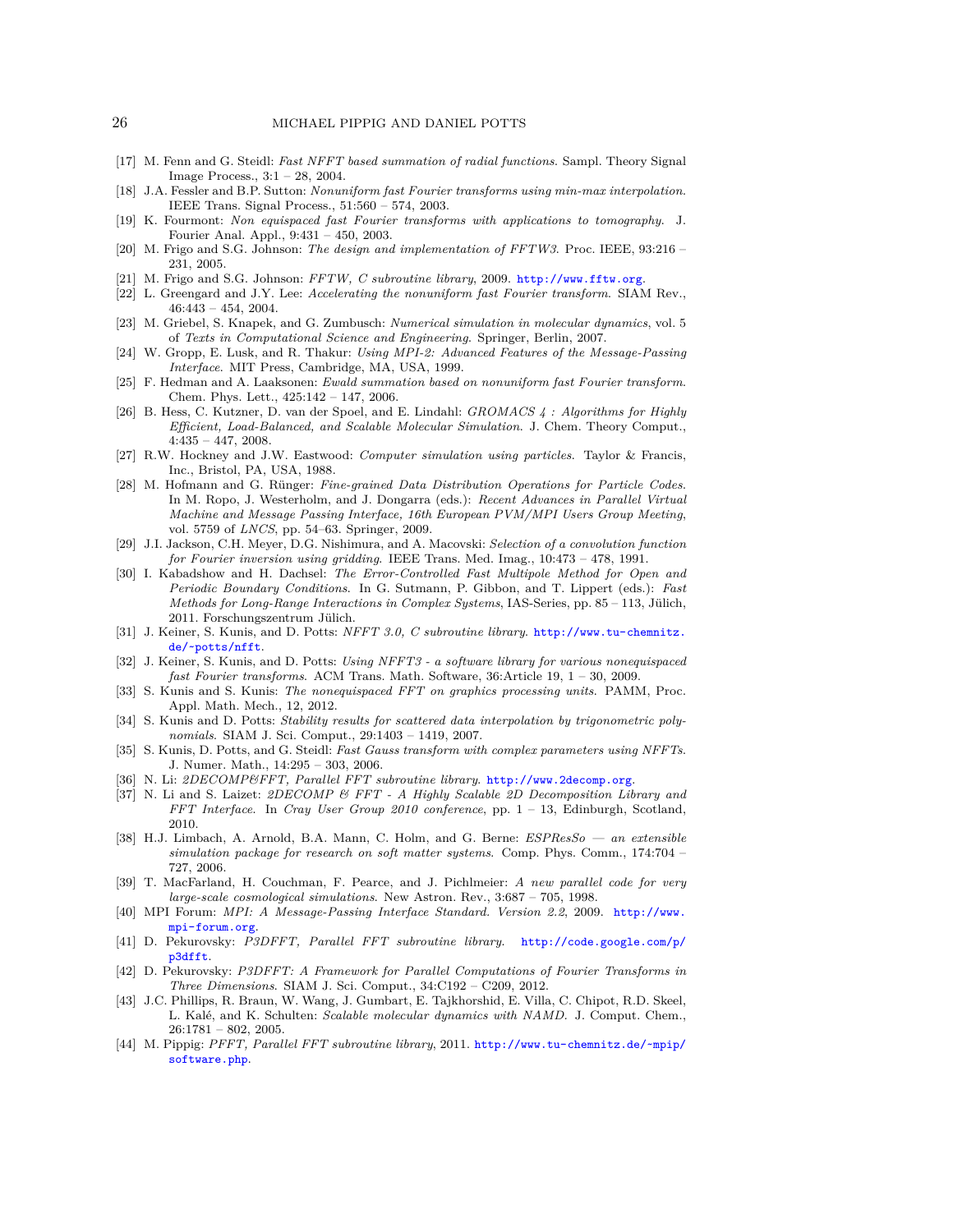[17] M. Fenn and G. Steidl: *Fast NFFT based summation of radial functions*. Sampl. Theory Signal Image Process., 3:1 – 28, 2004.

[18] J.A. Fessler and B.P. Sutton: *Nonuniform fast Fourier transforms using min-max interpolation*. IEEE Trans. Signal Process., 51:560 – 574, 2003.

[19] K. Fourmont: *Non equispaced fast Fourier transforms with applications to tomography*. J. Fourier Anal. Appl., 9:431 – 450, 2003.

[20] M. Frigo and S.G. Johnson: *The design and implementation of FFTW3*. Proc. IEEE, 93:216 – 231, 2005.

[21] M. Frigo and S.G. Johnson: *FFTW, C subroutine library*, 2009. http://www.fftw.org.

[22] L. Greengard and J.Y. Lee: *Accelerating the nonuniform fast Fourier transform*. SIAM Rev., 46:443 – 454, 2004.

[23] M. Griebel, S. Knapek, and G. Zumbusch: *Numerical simulation in molecular dynamics*, vol. 5 of *Texts in Computational Science and Engineering*. Springer, Berlin, 2007.

[24] W. Gropp, E. Lusk, and R. Thakur: *Using MPI-2: Advanced Features of the Message-Passing Interface*. MIT Press, Cambridge, MA, USA, 1999.

[25] F. Hedman and A. Laaksonen: *Ewald summation based on nonuniform fast Fourier transform*. Chem. Phys. Lett., 425:142 – 147, 2006.

[26] B. Hess, C. Kutzner, D. van der Spoel, and E. Lindahl: *GROMACS 4 : Algorithms for Highly Efficient, Load-Balanced, and Scalable Molecular Simulation*. J. Chem. Theory Comput., 4:435 – 447, 2008.

[27] R.W. Hockney and J.W. Eastwood: *Computer simulation using particles*. Taylor & Francis, Inc., Bristol, PA, USA, 1988.

[28] M. Hofmann and G. Rünger: *Fine-grained Data Distribution Operations for Particle Codes*. In M. Ropo, J. Westerholm, and J. Dongarra (eds.): *Recent Advances in Parallel Virtual Machine and Message Passing Interface, 16th European PVM/MPI Users Group Meeting*, vol. 5759 of *LNCS*, pp. 54–63. Springer, 2009.

[29] J.I. Jackson, C.H. Meyer, D.G. Nishimura, and A. Macovski: *Selection of a convolution function for Fourier inversion using gridding*. IEEE Trans. Med. Imag., 10:473 – 478, 1991.

[30] I. Kabadshow and H. Dachsel: *The Error-Controlled Fast Multipole Method for Open and Periodic Boundary Conditions*. In G. Sutmann, P. Gibbon, and T. Lippert (eds.): *Fast Methods for Long-Range Interactions in Complex Systems*, IAS-Series, pp. 85 – 113, Jülich, 2011. Forschungszentrum Jülich.

[31] J. Keiner, S. Kunis, and D. Potts: *NFFT 3.0, C subroutine library*. http://www.tu-chemnitz.de/~potts/nfft.

[32] J. Keiner, S. Kunis, and D. Potts: *Using NFFT3 - a software library for various nonequispaced fast Fourier transforms*. ACM Trans. Math. Software, 36:Article 19, 1 – 30, 2009.

[33] S. Kunis and S. Kunis: *The nonequispaced FFT on graphics processing units*. PAMM, Proc. Appl. Math. Mech., 12, 2012.

[34] S. Kunis and D. Potts: *Stability results for scattered data interpolation by trigonometric polynomials*. SIAM J. Sci. Comput., 29:1403 – 1419, 2007.

[35] S. Kunis, D. Potts, and G. Steidl: *Fast Gauss transform with complex parameters using NFFTs*. J. Numer. Math., 14:295 – 303, 2006.

[36] N. Li: *2DECOMP&FFT, Parallel FFT subroutine library*. http://www.2decomp.org.

[37] N. Li and S. Laizet: *2DECOMP & FFT - A Highly Scalable 2D Decomposition Library and FFT Interface*. In *Cray User Group 2010 conference*, pp. 1 – 13, Edinburgh, Scotland, 2010.

[38] H.J. Limbach, A. Arnold, B.A. Mann, C. Holm, and G. Berne: *ESPResSo — an extensible simulation package for research on soft matter systems*. Comp. Phys. Comm., 174:704 – 727, 2006.

[39] T. MacFarland, H. Couchman, F. Pearce, and J. Pichlmeier: *A new parallel code for very large-scale cosmological simulations*. New Astron. Rev., 3:687 – 705, 1998.

[40] MPI Forum: *MPI: A Message-Passing Interface Standard. Version 2.2*, 2009. http://www.mpi-forum.org.

[41] D. Pekurovsky: *P3DFFT, Parallel FFT subroutine library*. http://code.google.com/p/p3dfft.

[42] D. Pekurovsky: *P3DFFT: A Framework for Parallel Computations of Fourier Transforms in Three Dimensions*. SIAM J. Sci. Comput., 34:C192 – C209, 2012.

[43] J.C. Phillips, R. Braun, W. Wang, J. Gumbart, E. Tajkhorshid, E. Villa, C. Chipot, R.D. Skeel, L. Kalé, and K. Schulten: *Scalable molecular dynamics with NAMD*. J. Comput. Chem., 26:1781 – 802, 2005.

[44] M. Pippig: *PFFT, Parallel FFT subroutine library*, 2011. http://www.tu-chemnitz.de/~mpip/software.php.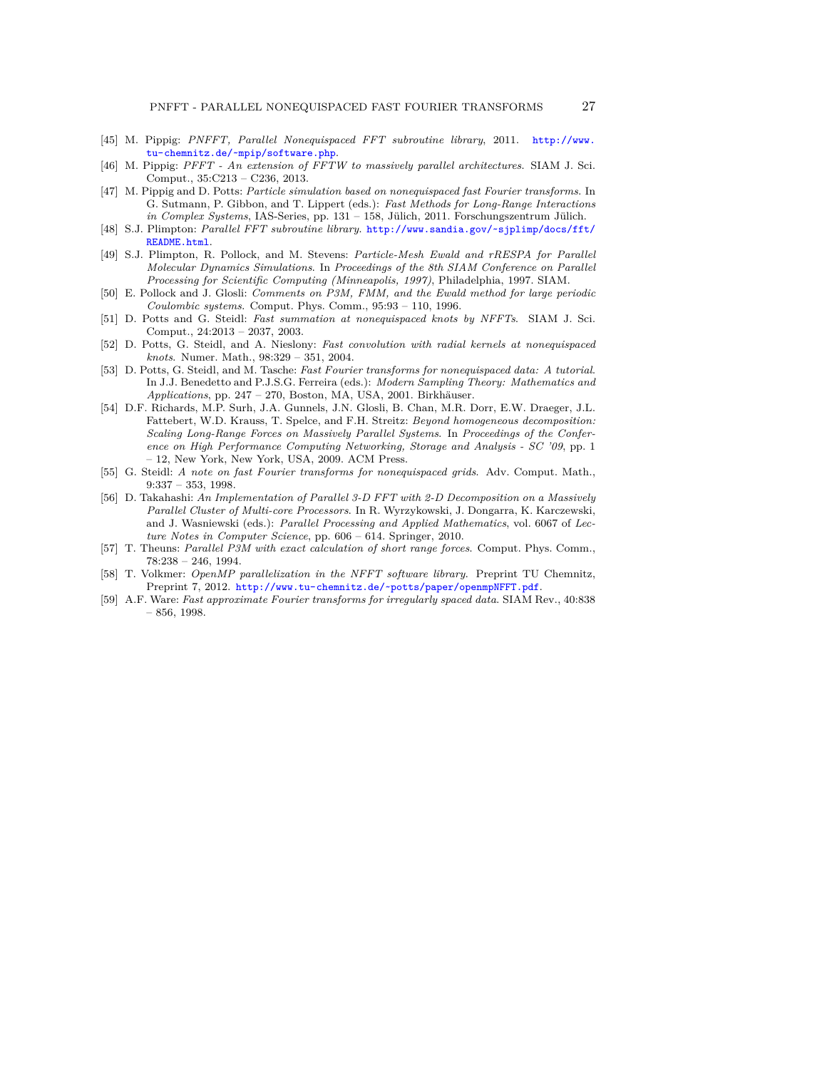[45] M. Pippig: *PNFFT, Parallel Nonequispaced FFT subroutine library*, 2011. http://www.tu-chemnitz.de/~mpip/software.php.

[46] M. Pippig: *PFFT - An extension of FFTW to massively parallel architectures*. SIAM J. Sci. Comput., 35:C213 – C236, 2013.

[47] M. Pippig and D. Potts: *Particle simulation based on nonequispaced fast Fourier transforms*. In G. Sutmann, P. Gibbon, and T. Lippert (eds.): *Fast Methods for Long-Range Interactions in Complex Systems*, IAS-Series, pp. 131 – 158, Jülich, 2011. Forschungszentrum Jülich.

[48] S.J. Plimpton: *Parallel FFT subroutine library*. http://www.sandia.gov/~sjplimp/docs/fft/README.html.

[49] S.J. Plimpton, R. Pollock, and M. Stevens: *Particle-Mesh Ewald and rRESPA for Parallel Molecular Dynamics Simulations*. In *Proceedings of the 8th SIAM Conference on Parallel Processing for Scientific Computing (Minneapolis, 1997)*, Philadelphia, 1997. SIAM.

[50] E. Pollock and J. Glosli: *Comments on P3M, FMM, and the Ewald method for large periodic Coulombic systems*. Comput. Phys. Comm., 95:93 – 110, 1996.

[51] D. Potts and G. Steidl: *Fast summation at nonequispaced knots by NFFTs*. SIAM J. Sci. Comput., 24:2013 – 2037, 2003.

[52] D. Potts, G. Steidl, and A. Nieslony: *Fast convolution with radial kernels at nonequispaced knots*. Numer. Math., 98:329 – 351, 2004.

[53] D. Potts, G. Steidl, and M. Tasche: *Fast Fourier transforms for nonequispaced data: A tutorial*. In J.J. Benedetto and P.J.S.G. Ferreira (eds.): *Modern Sampling Theory: Mathematics and Applications*, pp. 247 – 270, Boston, MA, USA, 2001. Birkhäuser.

[54] D.F. Richards, M.P. Surh, J.A. Gunnels, J.N. Glosli, B. Chan, M.R. Dorr, E.W. Draeger, J.L. Fattebert, W.D. Krauss, T. Spelce, and F.H. Streitz: *Beyond homogeneous decomposition: Scaling Long-Range Forces on Massively Parallel Systems*. In *Proceedings of the Conference on High Performance Computing Networking, Storage and Analysis - SC '09*, pp. 1 – 12, New York, New York, USA, 2009. ACM Press.

[55] G. Steidl: *A note on fast Fourier transforms for nonequispaced grids*. Adv. Comput. Math., 9:337 – 353, 1998.

[56] D. Takahashi: *An Implementation of Parallel 3-D FFT with 2-D Decomposition on a Massively Parallel Cluster of Multi-core Processors*. In R. Wyrzykowski, J. Dongarra, K. Karczewski, and J. Wasniewski (eds.): *Parallel Processing and Applied Mathematics*, vol. 6067 of *Lecture Notes in Computer Science*, pp. 606 – 614. Springer, 2010.

[57] T. Theuns: *Parallel P3M with exact calculation of short range forces*. Comput. Phys. Comm., 78:238 – 246, 1994.

[58] T. Volkmer: *OpenMP parallelization in the NFFT software library*. Preprint TU Chemnitz, Preprint 7, 2012. http://www.tu-chemnitz.de/~potts/paper/openmpNFFT.pdf.

[59] A.F. Ware: *Fast approximate Fourier transforms for irregularly spaced data*. SIAM Rev., 40:838 – 856, 1998.